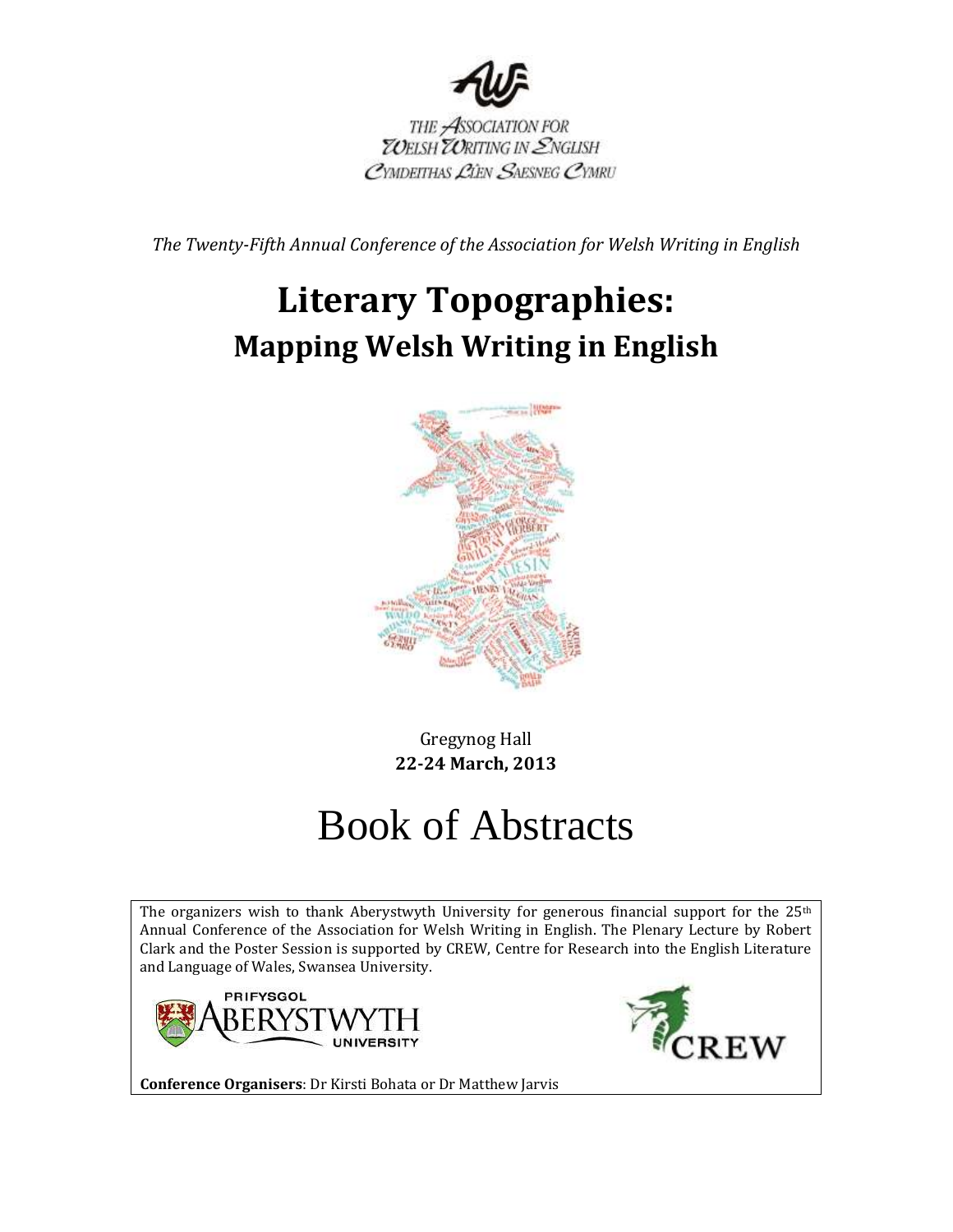THE ASSOCIATION FOR WELSH WRITING IN ENGLISH
CYMDEITHAS LÊN SAESNEG CYMRU

*The Twenty-Fifth Annual Conference of the Association for Welsh Writing in English*

# Literary Topographies:

## Mapping Welsh Writing in English

Gregynog Hall
**22-24 March, 2013**

# Book of Abstracts

The organizers wish to thank Aberystwyth University for generous financial support for the 25th Annual Conference of the Association for Welsh Writing in English. The Plenary Lecture by Robert Clark and the Poster Session is supported by CREW, Centre for Research into the English Literature and Language of Wales, Swansea University.

**Conference Organisers**: Dr Kirsti Bohata or Dr Matthew Jarvis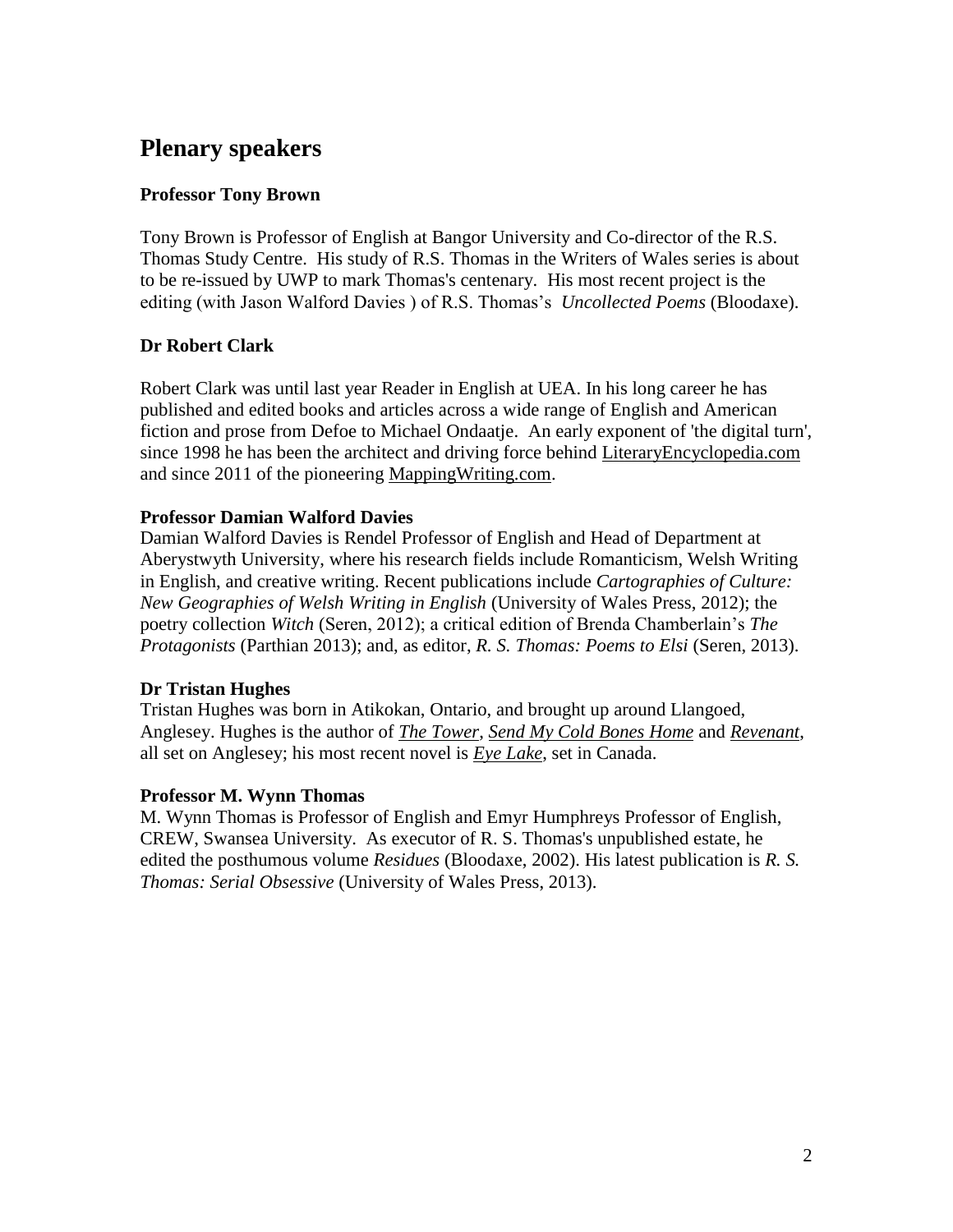# Plenary speakers

### Professor Tony Brown

Tony Brown is Professor of English at Bangor University and Co-director of the R.S. Thomas Study Centre. His study of R.S. Thomas in the Writers of Wales series is about to be re-issued by UWP to mark Thomas's centenary. His most recent project is the editing (with Jason Walford Davies ) of R.S. Thomas's *Uncollected Poems* (Bloodaxe).

### Dr Robert Clark

Robert Clark was until last year Reader in English at UEA. In his long career he has published and edited books and articles across a wide range of English and American fiction and prose from Defoe to Michael Ondaatje. An early exponent of 'the digital turn', since 1998 he has been the architect and driving force behind LiteraryEncyclopedia.com and since 2011 of the pioneering MappingWriting.com.

### Professor Damian Walford Davies

Damian Walford Davies is Rendel Professor of English and Head of Department at Aberystwyth University, where his research fields include Romanticism, Welsh Writing in English, and creative writing. Recent publications include *Cartographies of Culture: New Geographies of Welsh Writing in English* (University of Wales Press, 2012); the poetry collection *Witch* (Seren, 2012); a critical edition of Brenda Chamberlain's *The Protagonists* (Parthian 2013); and, as editor, *R. S. Thomas: Poems to Elsi* (Seren, 2013).

### Dr Tristan Hughes

Tristan Hughes was born in Atikokan, Ontario, and brought up around Llangoed, Anglesey. Hughes is the author of *The Tower*, *Send My Cold Bones Home* and *Revenant*, all set on Anglesey; his most recent novel is *Eye Lake*, set in Canada.

### Professor M. Wynn Thomas

M. Wynn Thomas is Professor of English and Emyr Humphreys Professor of English, CREW, Swansea University. As executor of R. S. Thomas's unpublished estate, he edited the posthumous volume *Residues* (Bloodaxe, 2002). His latest publication is *R. S. Thomas: Serial Obsessive* (University of Wales Press, 2013).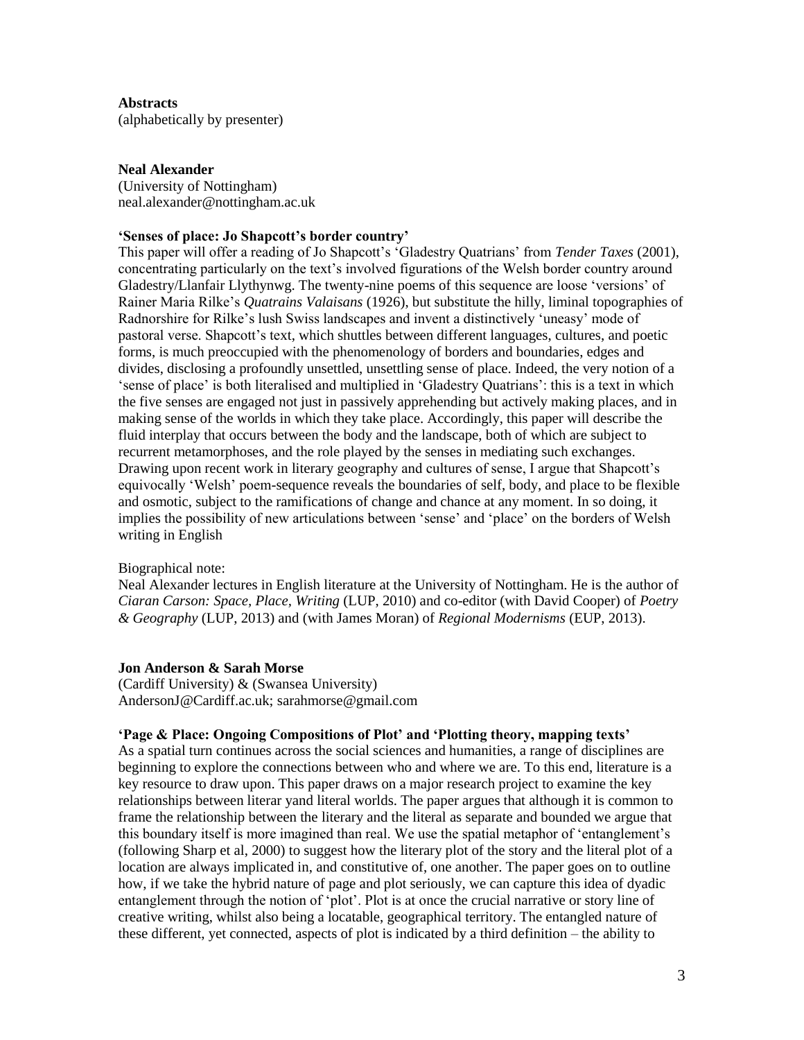**Abstracts**
(alphabetically by presenter)

**Neal Alexander**
(University of Nottingham)
neal.alexander@nottingham.ac.uk

**'Senses of place: Jo Shapcott's border country'**

This paper will offer a reading of Jo Shapcott's 'Gladestry Quatrians' from *Tender Taxes* (2001), concentrating particularly on the text's involved figurations of the Welsh border country around Gladestry/Llanfair Llythynwg. The twenty-nine poems of this sequence are loose 'versions' of Rainer Maria Rilke's *Quatrains Valaisans* (1926), but substitute the hilly, liminal topographies of Radnorshire for Rilke's lush Swiss landscapes and invent a distinctively 'uneasy' mode of pastoral verse. Shapcott's text, which shuttles between different languages, cultures, and poetic forms, is much preoccupied with the phenomenology of borders and boundaries, edges and divides, disclosing a profoundly unsettled, unsettling sense of place. Indeed, the very notion of a 'sense of place' is both literalised and multiplied in 'Gladestry Quatrians': this is a text in which the five senses are engaged not just in passively apprehending but actively making places, and in making sense of the worlds in which they take place. Accordingly, this paper will describe the fluid interplay that occurs between the body and the landscape, both of which are subject to recurrent metamorphoses, and the role played by the senses in mediating such exchanges. Drawing upon recent work in literary geography and cultures of sense, I argue that Shapcott's equivocally 'Welsh' poem-sequence reveals the boundaries of self, body, and place to be flexible and osmotic, subject to the ramifications of change and chance at any moment. In so doing, it implies the possibility of new articulations between 'sense' and 'place' on the borders of Welsh writing in English

Biographical note:
Neal Alexander lectures in English literature at the University of Nottingham. He is the author of *Ciaran Carson: Space, Place, Writing* (LUP, 2010) and co-editor (with David Cooper) of *Poetry & Geography* (LUP, 2013) and (with James Moran) of *Regional Modernisms* (EUP, 2013).

**Jon Anderson & Sarah Morse**
(Cardiff University) & (Swansea University)
AndersonJ@Cardiff.ac.uk; sarahmorse@gmail.com

**'Page & Place: Ongoing Compositions of Plot' and 'Plotting theory, mapping texts'**

As a spatial turn continues across the social sciences and humanities, a range of disciplines are beginning to explore the connections between who and where we are. To this end, literature is a key resource to draw upon. This paper draws on a major research project to examine the key relationships between literar yand literal worlds. The paper argues that although it is common to frame the relationship between the literary and the literal as separate and bounded we argue that this boundary itself is more imagined than real. We use the spatial metaphor of 'entanglement's (following Sharp et al, 2000) to suggest how the literary plot of the story and the literal plot of a location are always implicated in, and constitutive of, one another. The paper goes on to outline how, if we take the hybrid nature of page and plot seriously, we can capture this idea of dyadic entanglement through the notion of 'plot'. Plot is at once the crucial narrative or story line of creative writing, whilst also being a locatable, geographical territory. The entangled nature of these different, yet connected, aspects of plot is indicated by a third definition – the ability to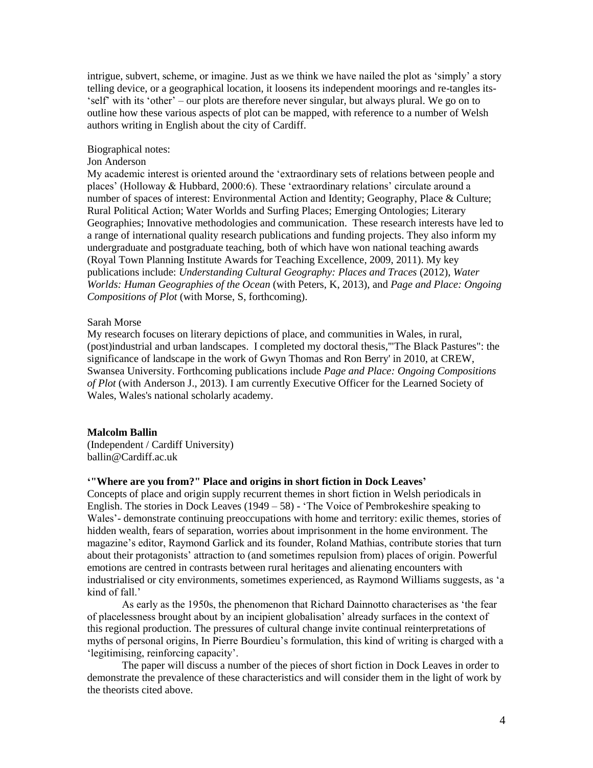intrigue, subvert, scheme, or imagine. Just as we think we have nailed the plot as 'simply' a story telling device, or a geographical location, it loosens its independent moorings and re-tangles its- 'self' with its 'other' – our plots are therefore never singular, but always plural. We go on to outline how these various aspects of plot can be mapped, with reference to a number of Welsh authors writing in English about the city of Cardiff.

Biographical notes:

Jon Anderson

My academic interest is oriented around the 'extraordinary sets of relations between people and places' (Holloway & Hubbard, 2000:6). These 'extraordinary relations' circulate around a number of spaces of interest: Environmental Action and Identity; Geography, Place & Culture; Rural Political Action; Water Worlds and Surfing Places; Emerging Ontologies; Literary Geographies; Innovative methodologies and communication. These research interests have led to a range of international quality research publications and funding projects. They also inform my undergraduate and postgraduate teaching, both of which have won national teaching awards (Royal Town Planning Institute Awards for Teaching Excellence, 2009, 2011). My key publications include: *Understanding Cultural Geography: Places and Traces* (2012), *Water Worlds: Human Geographies of the Ocean* (with Peters, K, 2013), and *Page and Place: Ongoing Compositions of Plot* (with Morse, S, forthcoming).

Sarah Morse

My research focuses on literary depictions of place, and communities in Wales, in rural, (post)industrial and urban landscapes. I completed my doctoral thesis,'"The Black Pastures": the significance of landscape in the work of Gwyn Thomas and Ron Berry' in 2010, at CREW, Swansea University. Forthcoming publications include *Page and Place: Ongoing Compositions of Plot* (with Anderson J., 2013). I am currently Executive Officer for the Learned Society of Wales, Wales's national scholarly academy.

**Malcolm Ballin**

(Independent / Cardiff University)
ballin@Cardiff.ac.uk

**'"Where are you from?" Place and origins in short fiction in Dock Leaves'**

Concepts of place and origin supply recurrent themes in short fiction in Welsh periodicals in English. The stories in Dock Leaves (1949 – 58) - 'The Voice of Pembrokeshire speaking to Wales'- demonstrate continuing preoccupations with home and territory: exilic themes, stories of hidden wealth, fears of separation, worries about imprisonment in the home environment. The magazine's editor, Raymond Garlick and its founder, Roland Mathias, contribute stories that turn about their protagonists' attraction to (and sometimes repulsion from) places of origin. Powerful emotions are centred in contrasts between rural heritages and alienating encounters with industrialised or city environments, sometimes experienced, as Raymond Williams suggests, as 'a kind of fall.'

As early as the 1950s, the phenomenon that Richard Dainnotto characterises as 'the fear of placelessness brought about by an incipient globalisation' already surfaces in the context of this regional production. The pressures of cultural change invite continual reinterpretations of myths of personal origins, In Pierre Bourdieu's formulation, this kind of writing is charged with a 'legitimising, reinforcing capacity'.

The paper will discuss a number of the pieces of short fiction in Dock Leaves in order to demonstrate the prevalence of these characteristics and will consider them in the light of work by the theorists cited above.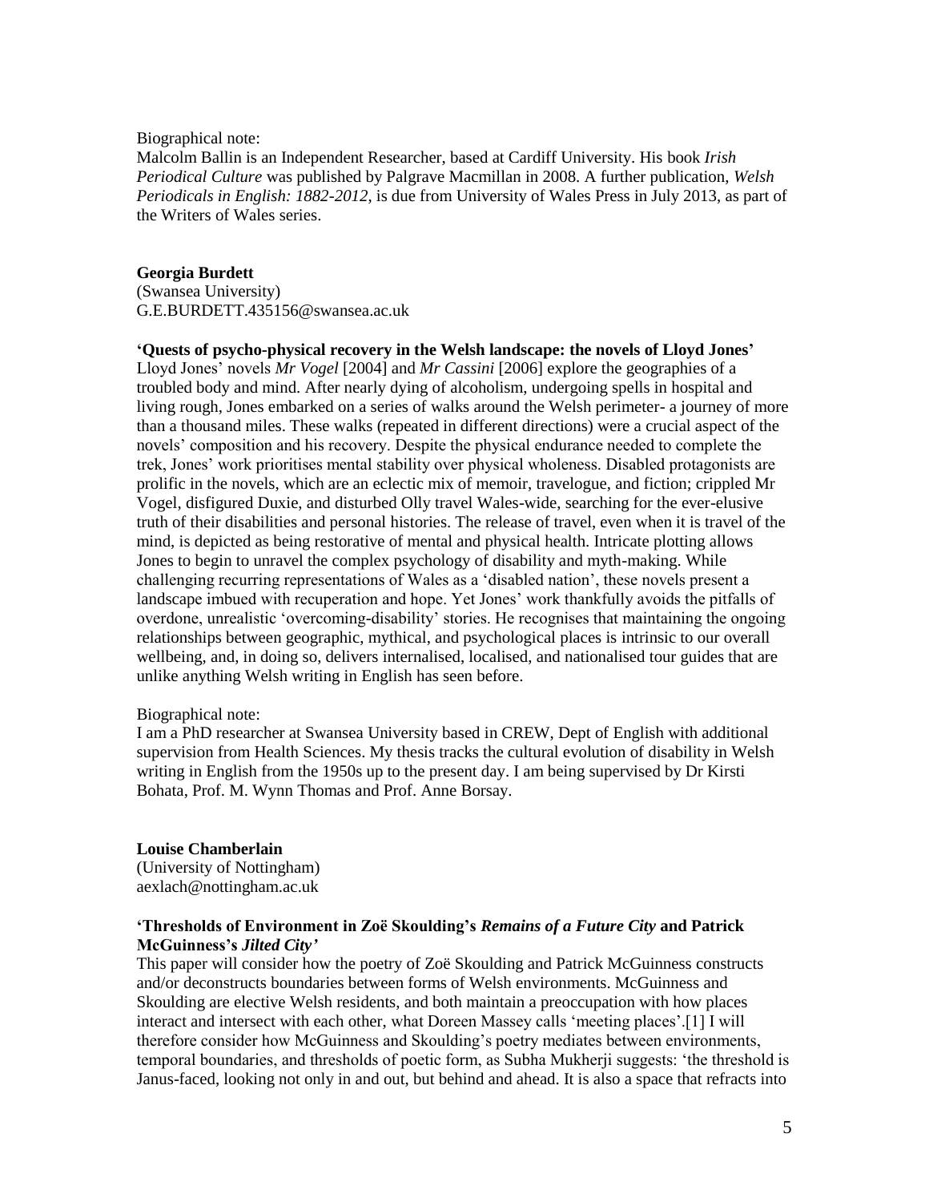Biographical note:
Malcolm Ballin is an Independent Researcher, based at Cardiff University. His book *Irish Periodical Culture* was published by Palgrave Macmillan in 2008. A further publication, *Welsh Periodicals in English: 1882-2012*, is due from University of Wales Press in July 2013, as part of the Writers of Wales series.

**Georgia Burdett**
(Swansea University)
G.E.BURDETT.435156@swansea.ac.uk

**'Quests of psycho-physical recovery in the Welsh landscape: the novels of Lloyd Jones'**
Lloyd Jones' novels *Mr Vogel* [2004] and *Mr Cassini* [2006] explore the geographies of a troubled body and mind. After nearly dying of alcoholism, undergoing spells in hospital and living rough, Jones embarked on a series of walks around the Welsh perimeter- a journey of more than a thousand miles. These walks (repeated in different directions) were a crucial aspect of the novels' composition and his recovery. Despite the physical endurance needed to complete the trek, Jones' work prioritises mental stability over physical wholeness. Disabled protagonists are prolific in the novels, which are an eclectic mix of memoir, travelogue, and fiction; crippled Mr Vogel, disfigured Duxie, and disturbed Olly travel Wales-wide, searching for the ever-elusive truth of their disabilities and personal histories. The release of travel, even when it is travel of the mind, is depicted as being restorative of mental and physical health. Intricate plotting allows Jones to begin to unravel the complex psychology of disability and myth-making. While challenging recurring representations of Wales as a 'disabled nation', these novels present a landscape imbued with recuperation and hope. Yet Jones' work thankfully avoids the pitfalls of overdone, unrealistic 'overcoming-disability' stories. He recognises that maintaining the ongoing relationships between geographic, mythical, and psychological places is intrinsic to our overall wellbeing, and, in doing so, delivers internalised, localised, and nationalised tour guides that are unlike anything Welsh writing in English has seen before.

Biographical note:
I am a PhD researcher at Swansea University based in CREW, Dept of English with additional supervision from Health Sciences. My thesis tracks the cultural evolution of disability in Welsh writing in English from the 1950s up to the present day. I am being supervised by Dr Kirsti Bohata, Prof. M. Wynn Thomas and Prof. Anne Borsay.

**Louise Chamberlain**
(University of Nottingham)
aexlach@nottingham.ac.uk

**'Thresholds of Environment in Zoë Skoulding's *Remains of a Future City* and Patrick McGuinness's *Jilted City*'**
This paper will consider how the poetry of Zoë Skoulding and Patrick McGuinness constructs and/or deconstructs boundaries between forms of Welsh environments. McGuinness and Skoulding are elective Welsh residents, and both maintain a preoccupation with how places interact and intersect with each other, what Doreen Massey calls 'meeting places'.[1] I will therefore consider how McGuinness and Skoulding's poetry mediates between environments, temporal boundaries, and thresholds of poetic form, as Subha Mukherji suggests: 'the threshold is Janus-faced, looking not only in and out, but behind and ahead. It is also a space that refracts into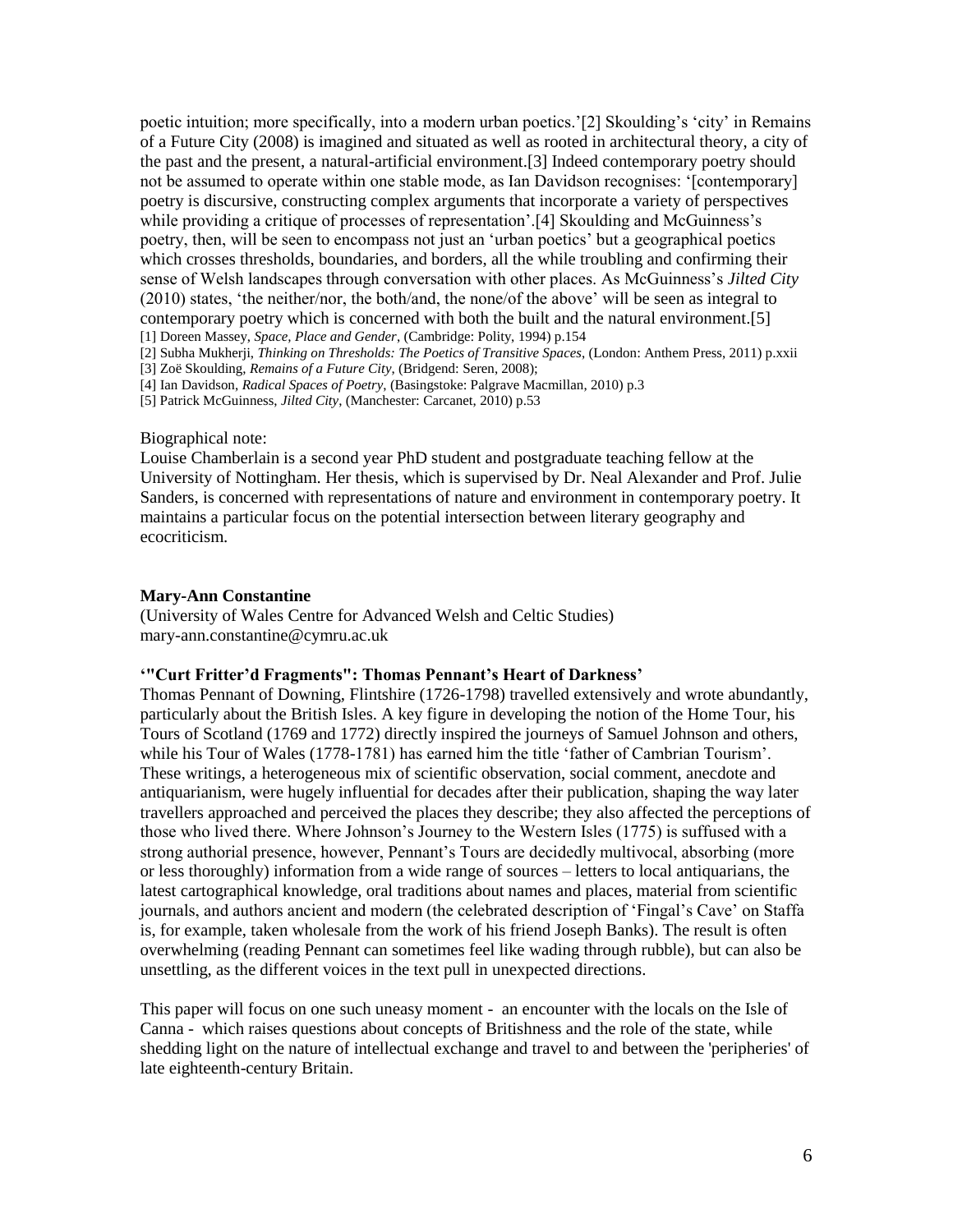poetic intuition; more specifically, into a modern urban poetics.'[2] Skoulding's 'city' in Remains of a Future City (2008) is imagined and situated as well as rooted in architectural theory, a city of the past and the present, a natural-artificial environment.[3] Indeed contemporary poetry should not be assumed to operate within one stable mode, as Ian Davidson recognises: '[contemporary] poetry is discursive, constructing complex arguments that incorporate a variety of perspectives while providing a critique of processes of representation'.[4] Skoulding and McGuinness's poetry, then, will be seen to encompass not just an 'urban poetics' but a geographical poetics which crosses thresholds, boundaries, and borders, all the while troubling and confirming their sense of Welsh landscapes through conversation with other places. As McGuinness's *Jilted City* (2010) states, 'the neither/nor, the both/and, the none/of the above' will be seen as integral to contemporary poetry which is concerned with both the built and the natural environment.[5]

[1] Doreen Massey, *Space, Place and Gender*, (Cambridge: Polity, 1994) p.154
[2] Subha Mukherji, *Thinking on Thresholds: The Poetics of Transitive Spaces*, (London: Anthem Press, 2011) p.xxii
[3] Zoë Skoulding, *Remains of a Future City*, (Bridgend: Seren, 2008);
[4] Ian Davidson, *Radical Spaces of Poetry*, (Basingstoke: Palgrave Macmillan, 2010) p.3
[5] Patrick McGuinness, *Jilted City*, (Manchester: Carcanet, 2010) p.53

Biographical note:
Louise Chamberlain is a second year PhD student and postgraduate teaching fellow at the University of Nottingham. Her thesis, which is supervised by Dr. Neal Alexander and Prof. Julie Sanders, is concerned with representations of nature and environment in contemporary poetry. It maintains a particular focus on the potential intersection between literary geography and ecocriticism.

**Mary-Ann Constantine**
(University of Wales Centre for Advanced Welsh and Celtic Studies)
mary-ann.constantine@cymru.ac.uk

**'"Curt Fritter'd Fragments": Thomas Pennant's Heart of Darkness'**

Thomas Pennant of Downing, Flintshire (1726-1798) travelled extensively and wrote abundantly, particularly about the British Isles. A key figure in developing the notion of the Home Tour, his Tours of Scotland (1769 and 1772) directly inspired the journeys of Samuel Johnson and others, while his Tour of Wales (1778-1781) has earned him the title 'father of Cambrian Tourism'. These writings, a heterogeneous mix of scientific observation, social comment, anecdote and antiquarianism, were hugely influential for decades after their publication, shaping the way later travellers approached and perceived the places they describe; they also affected the perceptions of those who lived there. Where Johnson's Journey to the Western Isles (1775) is suffused with a strong authorial presence, however, Pennant's Tours are decidedly multivocal, absorbing (more or less thoroughly) information from a wide range of sources – letters to local antiquarians, the latest cartographical knowledge, oral traditions about names and places, material from scientific journals, and authors ancient and modern (the celebrated description of 'Fingal's Cave' on Staffa is, for example, taken wholesale from the work of his friend Joseph Banks). The result is often overwhelming (reading Pennant can sometimes feel like wading through rubble), but can also be unsettling, as the different voices in the text pull in unexpected directions.

This paper will focus on one such uneasy moment - an encounter with the locals on the Isle of Canna - which raises questions about concepts of Britishness and the role of the state, while shedding light on the nature of intellectual exchange and travel to and between the 'peripheries' of late eighteenth-century Britain.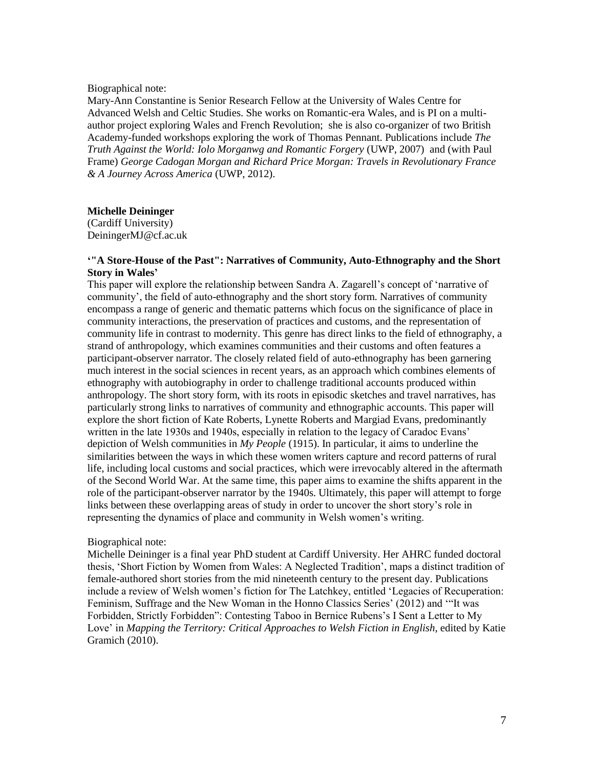Biographical note:

Mary-Ann Constantine is Senior Research Fellow at the University of Wales Centre for Advanced Welsh and Celtic Studies. She works on Romantic-era Wales, and is PI on a multi-author project exploring Wales and French Revolution; she is also co-organizer of two British Academy-funded workshops exploring the work of Thomas Pennant. Publications include *The Truth Against the World: Iolo Morganwg and Romantic Forgery* (UWP, 2007) and (with Paul Frame) *George Cadogan Morgan and Richard Price Morgan: Travels in Revolutionary France & A Journey Across America* (UWP, 2012).

**Michelle Deininger**
(Cardiff University)
DeiningerMJ@cf.ac.uk

**'"A Store-House of the Past": Narratives of Community, Auto-Ethnography and the Short Story in Wales'**

This paper will explore the relationship between Sandra A. Zagarell's concept of 'narrative of community', the field of auto-ethnography and the short story form. Narratives of community encompass a range of generic and thematic patterns which focus on the significance of place in community interactions, the preservation of practices and customs, and the representation of community life in contrast to modernity. This genre has direct links to the field of ethnography, a strand of anthropology, which examines communities and their customs and often features a participant-observer narrator. The closely related field of auto-ethnography has been garnering much interest in the social sciences in recent years, as an approach which combines elements of ethnography with autobiography in order to challenge traditional accounts produced within anthropology. The short story form, with its roots in episodic sketches and travel narratives, has particularly strong links to narratives of community and ethnographic accounts. This paper will explore the short fiction of Kate Roberts, Lynette Roberts and Margiad Evans, predominantly written in the late 1930s and 1940s, especially in relation to the legacy of Caradoc Evans' depiction of Welsh communities in *My People* (1915). In particular, it aims to underline the similarities between the ways in which these women writers capture and record patterns of rural life, including local customs and social practices, which were irrevocably altered in the aftermath of the Second World War. At the same time, this paper aims to examine the shifts apparent in the role of the participant-observer narrator by the 1940s. Ultimately, this paper will attempt to forge links between these overlapping areas of study in order to uncover the short story's role in representing the dynamics of place and community in Welsh women's writing.

Biographical note:

Michelle Deininger is a final year PhD student at Cardiff University. Her AHRC funded doctoral thesis, 'Short Fiction by Women from Wales: A Neglected Tradition', maps a distinct tradition of female-authored short stories from the mid nineteenth century to the present day. Publications include a review of Welsh women's fiction for The Latchkey, entitled 'Legacies of Recuperation: Feminism, Suffrage and the New Woman in the Honno Classics Series' (2012) and '"It was Forbidden, Strictly Forbidden": Contesting Taboo in Bernice Rubens's I Sent a Letter to My Love' in *Mapping the Territory: Critical Approaches to Welsh Fiction in English*, edited by Katie Gramich (2010).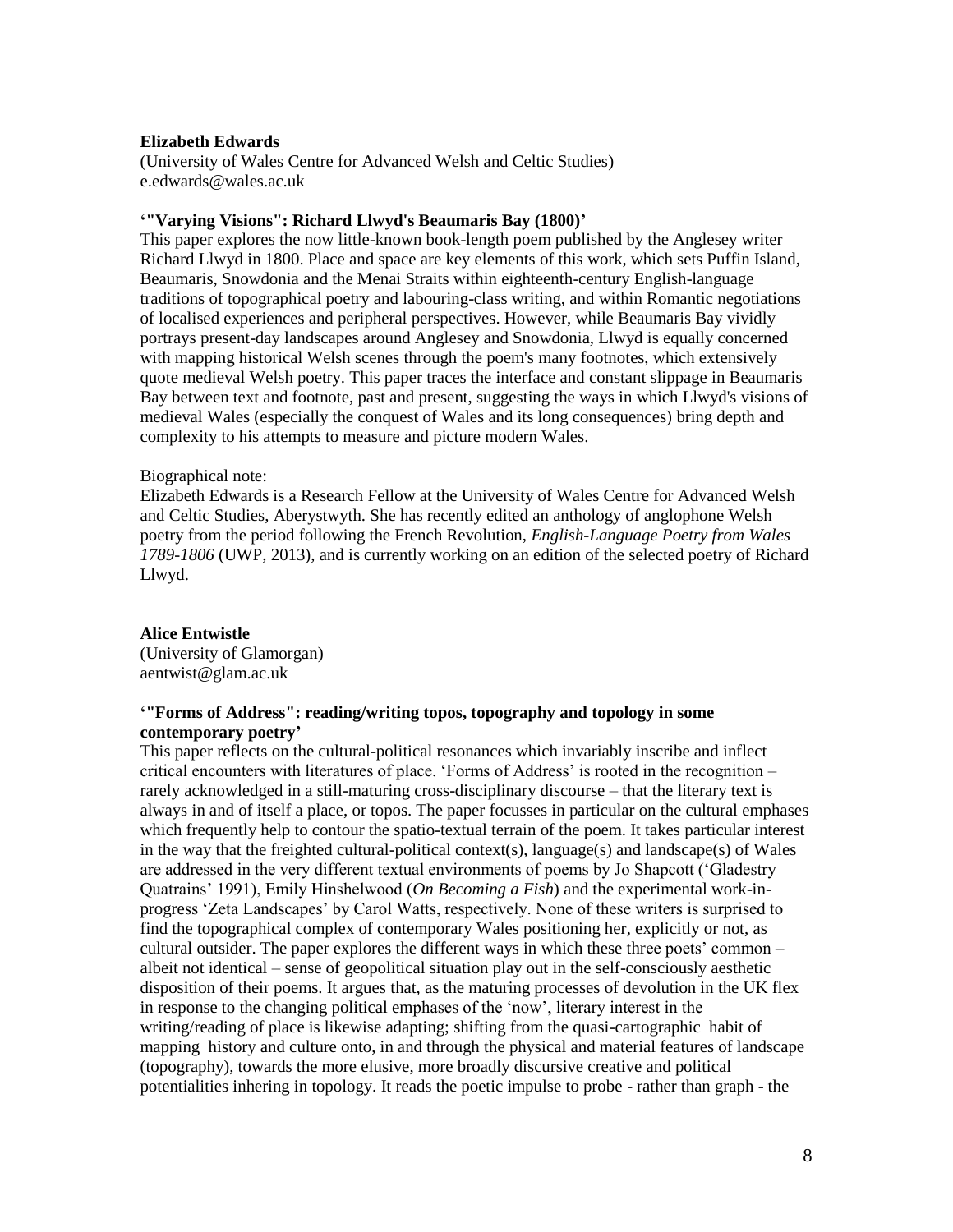**Elizabeth Edwards**
(University of Wales Centre for Advanced Welsh and Celtic Studies)
e.edwards@wales.ac.uk

**'"Varying Visions": Richard Llwyd's Beaumaris Bay (1800)'**

This paper explores the now little-known book-length poem published by the Anglesey writer Richard Llwyd in 1800. Place and space are key elements of this work, which sets Puffin Island, Beaumaris, Snowdonia and the Menai Straits within eighteenth-century English-language traditions of topographical poetry and labouring-class writing, and within Romantic negotiations of localised experiences and peripheral perspectives. However, while Beaumaris Bay vividly portrays present-day landscapes around Anglesey and Snowdonia, Llwyd is equally concerned with mapping historical Welsh scenes through the poem's many footnotes, which extensively quote medieval Welsh poetry. This paper traces the interface and constant slippage in Beaumaris Bay between text and footnote, past and present, suggesting the ways in which Llwyd's visions of medieval Wales (especially the conquest of Wales and its long consequences) bring depth and complexity to his attempts to measure and picture modern Wales.

Biographical note:

Elizabeth Edwards is a Research Fellow at the University of Wales Centre for Advanced Welsh and Celtic Studies, Aberystwyth. She has recently edited an anthology of anglophone Welsh poetry from the period following the French Revolution, *English-Language Poetry from Wales 1789-1806* (UWP, 2013), and is currently working on an edition of the selected poetry of Richard Llwyd.

**Alice Entwistle**
(University of Glamorgan)
aentwist@glam.ac.uk

**'"Forms of Address": reading/writing topos, topography and topology in some contemporary poetry'**

This paper reflects on the cultural-political resonances which invariably inscribe and inflect critical encounters with literatures of place. 'Forms of Address' is rooted in the recognition – rarely acknowledged in a still-maturing cross-disciplinary discourse – that the literary text is always in and of itself a place, or topos. The paper focusses in particular on the cultural emphases which frequently help to contour the spatio-textual terrain of the poem. It takes particular interest in the way that the freighted cultural-political context(s), language(s) and landscape(s) of Wales are addressed in the very different textual environments of poems by Jo Shapcott ('Gladestry Quatrains' 1991), Emily Hinshelwood (*On Becoming a Fish*) and the experimental work-in-progress 'Zeta Landscapes' by Carol Watts, respectively. None of these writers is surprised to find the topographical complex of contemporary Wales positioning her, explicitly or not, as cultural outsider. The paper explores the different ways in which these three poets' common – albeit not identical – sense of geopolitical situation play out in the self-consciously aesthetic disposition of their poems. It argues that, as the maturing processes of devolution in the UK flex in response to the changing political emphases of the 'now', literary interest in the writing/reading of place is likewise adapting; shifting from the quasi-cartographic habit of mapping history and culture onto, in and through the physical and material features of landscape (topography), towards the more elusive, more broadly discursive creative and political potentialities inhering in topology. It reads the poetic impulse to probe - rather than graph - the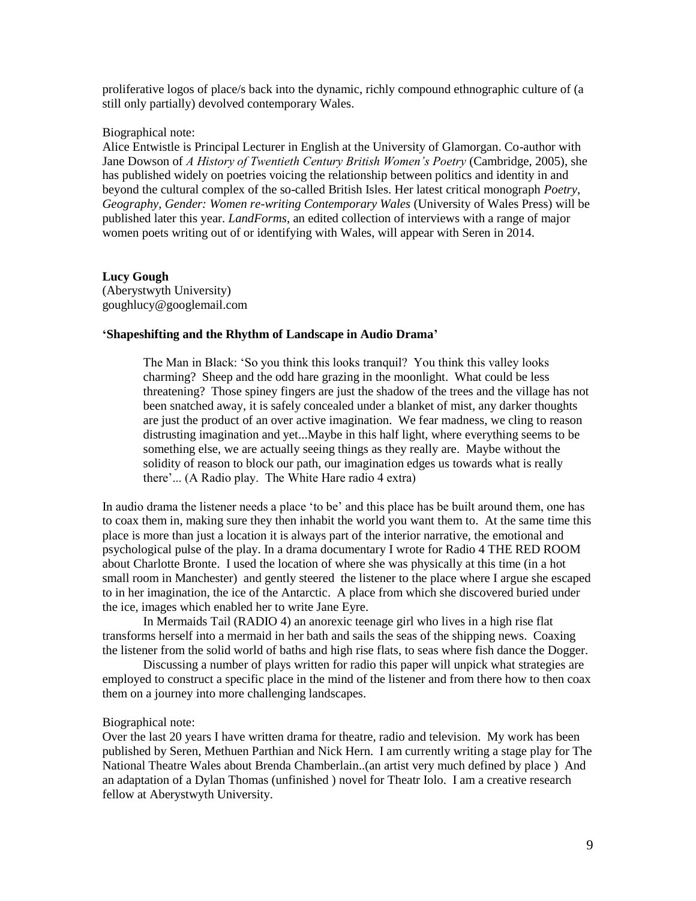proliferative logos of place/s back into the dynamic, richly compound ethnographic culture of (a still only partially) devolved contemporary Wales.

Biographical note:
Alice Entwistle is Principal Lecturer in English at the University of Glamorgan. Co-author with Jane Dowson of *A History of Twentieth Century British Women's Poetry* (Cambridge, 2005), she has published widely on poetries voicing the relationship between politics and identity in and beyond the cultural complex of the so-called British Isles. Her latest critical monograph *Poetry, Geography, Gender: Women re-writing Contemporary Wales* (University of Wales Press) will be published later this year. *LandForms*, an edited collection of interviews with a range of major women poets writing out of or identifying with Wales, will appear with Seren in 2014.

**Lucy Gough**
(Aberystwyth University)
goughlucy@googlemail.com

**'Shapeshifting and the Rhythm of Landscape in Audio Drama'**

> The Man in Black: 'So you think this looks tranquil? You think this valley looks charming? Sheep and the odd hare grazing in the moonlight. What could be less threatening? Those spiney fingers are just the shadow of the trees and the village has not been snatched away, it is safely concealed under a blanket of mist, any darker thoughts are just the product of an over active imagination. We fear madness, we cling to reason distrusting imagination and yet...Maybe in this half light, where everything seems to be something else, we are actually seeing things as they really are. Maybe without the solidity of reason to block our path, our imagination edges us towards what is really there'... (A Radio play. The White Hare radio 4 extra)

In audio drama the listener needs a place 'to be' and this place has be built around them, one has to coax them in, making sure they then inhabit the world you want them to. At the same time this place is more than just a location it is always part of the interior narrative, the emotional and psychological pulse of the play. In a drama documentary I wrote for Radio 4 THE RED ROOM about Charlotte Bronte. I used the location of where she was physically at this time (in a hot small room in Manchester) and gently steered the listener to the place where I argue she escaped to in her imagination, the ice of the Antarctic. A place from which she discovered buried under the ice, images which enabled her to write Jane Eyre.

In Mermaids Tail (RADIO 4) an anorexic teenage girl who lives in a high rise flat transforms herself into a mermaid in her bath and sails the seas of the shipping news. Coaxing the listener from the solid world of baths and high rise flats, to seas where fish dance the Dogger.

Discussing a number of plays written for radio this paper will unpick what strategies are employed to construct a specific place in the mind of the listener and from there how to then coax them on a journey into more challenging landscapes.

Biographical note:
Over the last 20 years I have written drama for theatre, radio and television. My work has been published by Seren, Methuen Parthian and Nick Hern. I am currently writing a stage play for The National Theatre Wales about Brenda Chamberlain..(an artist very much defined by place ) And an adaptation of a Dylan Thomas (unfinished ) novel for Theatr Iolo. I am a creative research fellow at Aberystwyth University.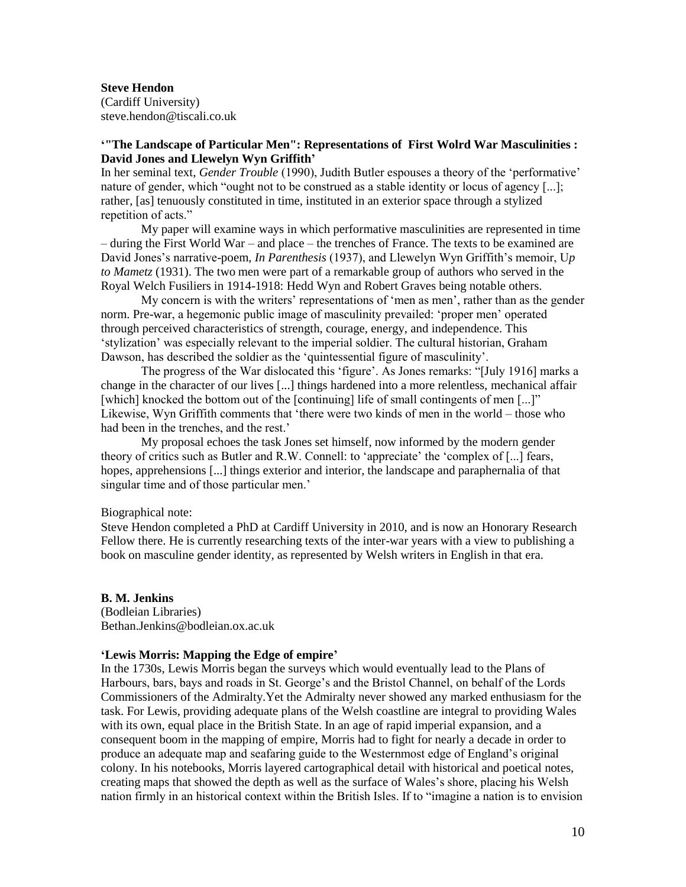**Steve Hendon**
(Cardiff University)
steve.hendon@tiscali.co.uk

**'"The Landscape of Particular Men": Representations of First Wolrd War Masculinities : David Jones and Llewelyn Wyn Griffith'**

In her seminal text, *Gender Trouble* (1990), Judith Butler espouses a theory of the 'performative' nature of gender, which "ought not to be construed as a stable identity or locus of agency [...]; rather, [as] tenuously constituted in time, instituted in an exterior space through a stylized repetition of acts."

My paper will examine ways in which performative masculinities are represented in time – during the First World War – and place – the trenches of France. The texts to be examined are David Jones's narrative-poem, *In Parenthesis* (1937), and Llewelyn Wyn Griffith's memoir, U*p to Mametz* (1931). The two men were part of a remarkable group of authors who served in the Royal Welch Fusiliers in 1914-1918: Hedd Wyn and Robert Graves being notable others.

My concern is with the writers' representations of 'men as men', rather than as the gender norm. Pre-war, a hegemonic public image of masculinity prevailed: 'proper men' operated through perceived characteristics of strength, courage, energy, and independence. This 'stylization' was especially relevant to the imperial soldier. The cultural historian, Graham Dawson, has described the soldier as the 'quintessential figure of masculinity'.

The progress of the War dislocated this 'figure'. As Jones remarks: "[July 1916] marks a change in the character of our lives [...] things hardened into a more relentless, mechanical affair [which] knocked the bottom out of the [continuing] life of small contingents of men [...]" Likewise, Wyn Griffith comments that 'there were two kinds of men in the world – those who had been in the trenches, and the rest.'

My proposal echoes the task Jones set himself, now informed by the modern gender theory of critics such as Butler and R.W. Connell: to 'appreciate' the 'complex of [...] fears, hopes, apprehensions [...] things exterior and interior, the landscape and paraphernalia of that singular time and of those particular men.'

Biographical note:
Steve Hendon completed a PhD at Cardiff University in 2010, and is now an Honorary Research Fellow there. He is currently researching texts of the inter-war years with a view to publishing a book on masculine gender identity, as represented by Welsh writers in English in that era.

**B. M. Jenkins**
(Bodleian Libraries)
Bethan.Jenkins@bodleian.ox.ac.uk

**'Lewis Morris: Mapping the Edge of empire'**

In the 1730s, Lewis Morris began the surveys which would eventually lead to the Plans of Harbours, bars, bays and roads in St. George's and the Bristol Channel, on behalf of the Lords Commissioners of the Admiralty.Yet the Admiralty never showed any marked enthusiasm for the task. For Lewis, providing adequate plans of the Welsh coastline are integral to providing Wales with its own, equal place in the British State. In an age of rapid imperial expansion, and a consequent boom in the mapping of empire, Morris had to fight for nearly a decade in order to produce an adequate map and seafaring guide to the Westernmost edge of England's original colony. In his notebooks, Morris layered cartographical detail with historical and poetical notes, creating maps that showed the depth as well as the surface of Wales's shore, placing his Welsh nation firmly in an historical context within the British Isles. If to "imagine a nation is to envision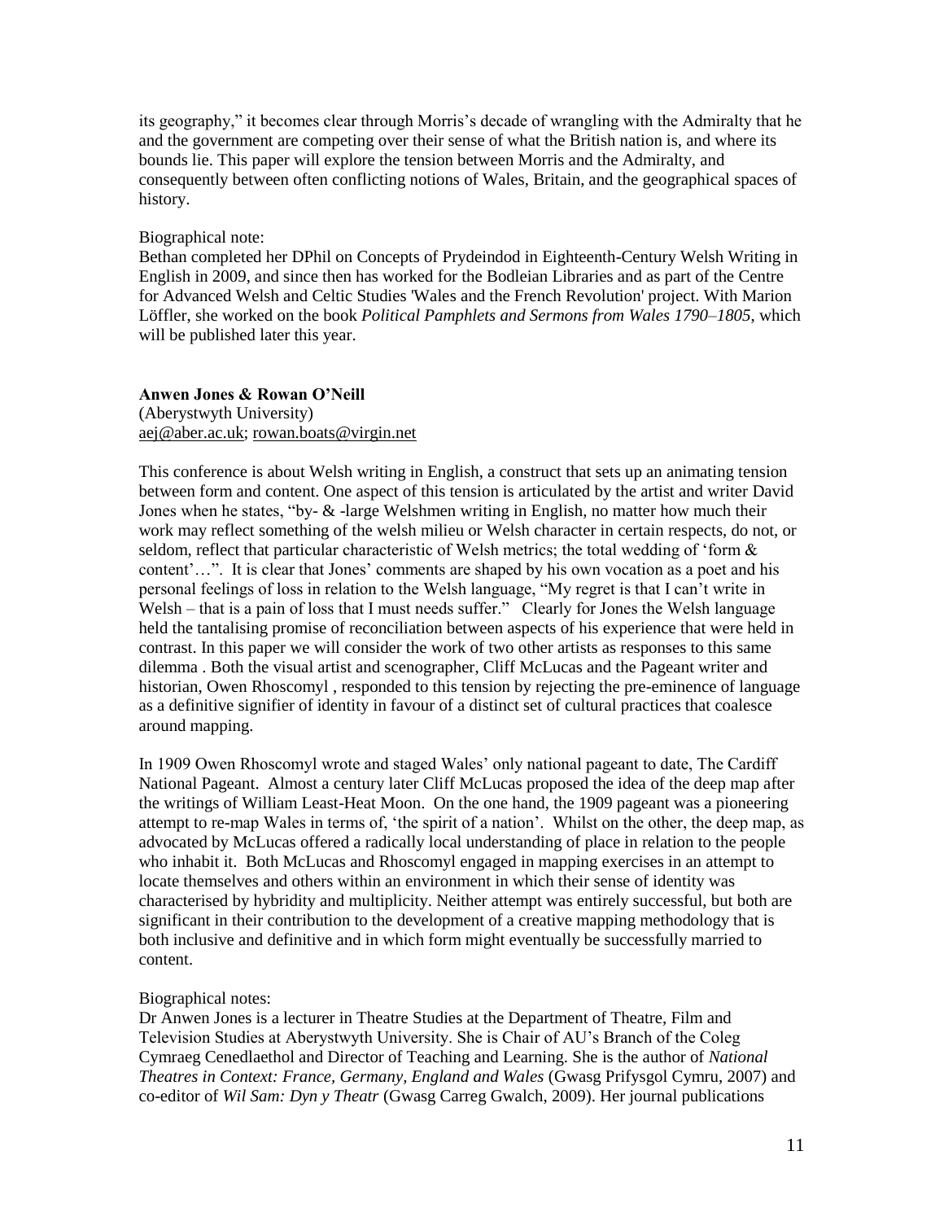its geography," it becomes clear through Morris's decade of wrangling with the Admiralty that he and the government are competing over their sense of what the British nation is, and where its bounds lie. This paper will explore the tension between Morris and the Admiralty, and consequently between often conflicting notions of Wales, Britain, and the geographical spaces of history.

Biographical note:
Bethan completed her DPhil on Concepts of Prydeindod in Eighteenth-Century Welsh Writing in English in 2009, and since then has worked for the Bodleian Libraries and as part of the Centre for Advanced Welsh and Celtic Studies 'Wales and the French Revolution' project. With Marion Löffler, she worked on the book *Political Pamphlets and Sermons from Wales 1790–1805*, which will be published later this year.

**Anwen Jones & Rowan O'Neill**
(Aberystwyth University)
aej@aber.ac.uk; rowan.boats@virgin.net

This conference is about Welsh writing in English, a construct that sets up an animating tension between form and content. One aspect of this tension is articulated by the artist and writer David Jones when he states, "by- & -large Welshmen writing in English, no matter how much their work may reflect something of the welsh milieu or Welsh character in certain respects, do not, or seldom, reflect that particular characteristic of Welsh metrics; the total wedding of 'form & content'…". It is clear that Jones' comments are shaped by his own vocation as a poet and his personal feelings of loss in relation to the Welsh language, "My regret is that I can't write in Welsh – that is a pain of loss that I must needs suffer." Clearly for Jones the Welsh language held the tantalising promise of reconciliation between aspects of his experience that were held in contrast. In this paper we will consider the work of two other artists as responses to this same dilemma . Both the visual artist and scenographer, Cliff McLucas and the Pageant writer and historian, Owen Rhoscomyl , responded to this tension by rejecting the pre-eminence of language as a definitive signifier of identity in favour of a distinct set of cultural practices that coalesce around mapping.

In 1909 Owen Rhoscomyl wrote and staged Wales' only national pageant to date, The Cardiff National Pageant. Almost a century later Cliff McLucas proposed the idea of the deep map after the writings of William Least-Heat Moon. On the one hand, the 1909 pageant was a pioneering attempt to re-map Wales in terms of, 'the spirit of a nation'. Whilst on the other, the deep map, as advocated by McLucas offered a radically local understanding of place in relation to the people who inhabit it. Both McLucas and Rhoscomyl engaged in mapping exercises in an attempt to locate themselves and others within an environment in which their sense of identity was characterised by hybridity and multiplicity. Neither attempt was entirely successful, but both are significant in their contribution to the development of a creative mapping methodology that is both inclusive and definitive and in which form might eventually be successfully married to content.

Biographical notes:
Dr Anwen Jones is a lecturer in Theatre Studies at the Department of Theatre, Film and Television Studies at Aberystwyth University. She is Chair of AU's Branch of the Coleg Cymraeg Cenedlaethol and Director of Teaching and Learning. She is the author of *National Theatres in Context: France, Germany, England and Wales* (Gwasg Prifysgol Cymru, 2007) and co-editor of *Wil Sam: Dyn y Theatr* (Gwasg Carreg Gwalch, 2009). Her journal publications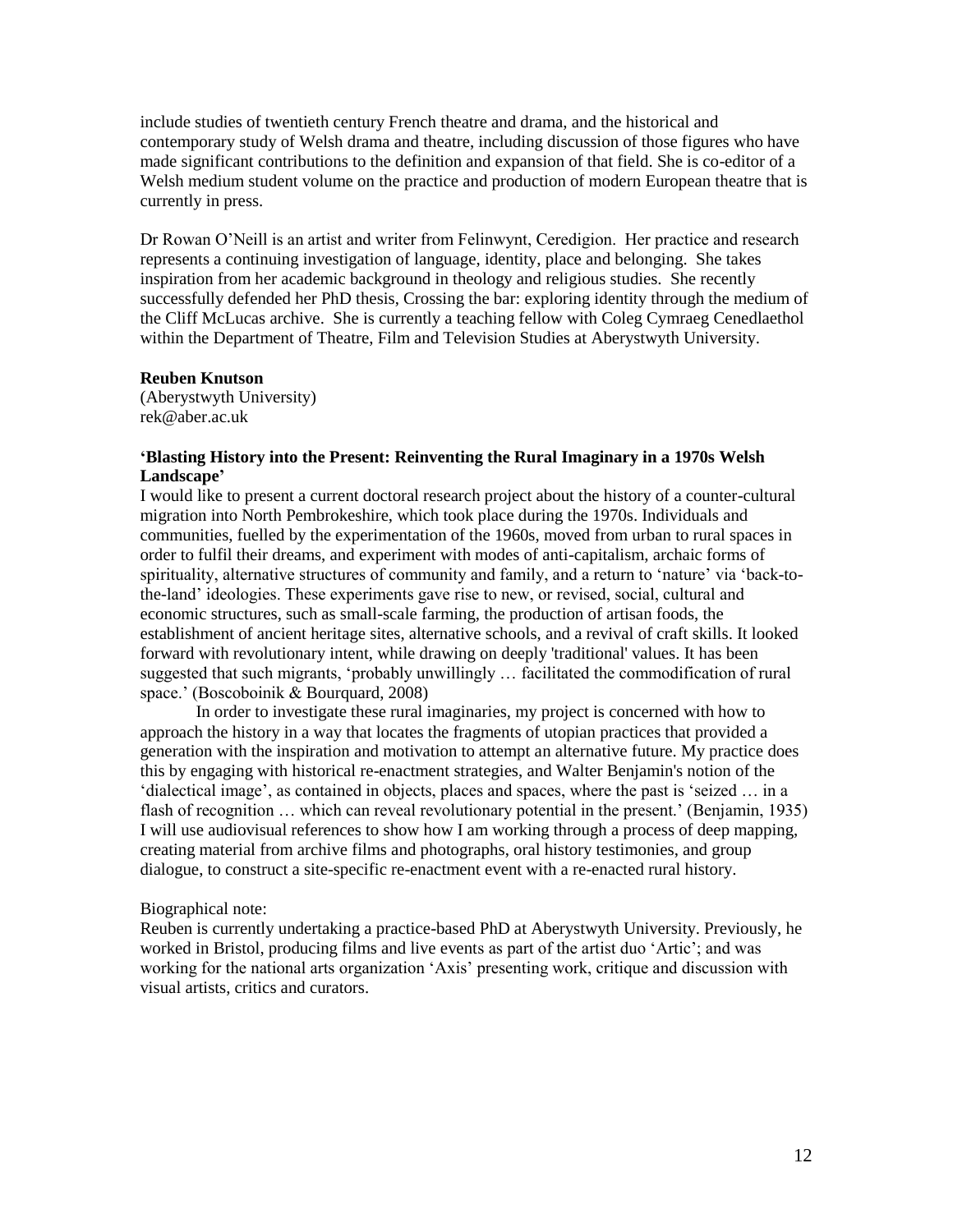include studies of twentieth century French theatre and drama, and the historical and contemporary study of Welsh drama and theatre, including discussion of those figures who have made significant contributions to the definition and expansion of that field. She is co-editor of a Welsh medium student volume on the practice and production of modern European theatre that is currently in press.

Dr Rowan O'Neill is an artist and writer from Felinwynt, Ceredigion. Her practice and research represents a continuing investigation of language, identity, place and belonging. She takes inspiration from her academic background in theology and religious studies. She recently successfully defended her PhD thesis, Crossing the bar: exploring identity through the medium of the Cliff McLucas archive. She is currently a teaching fellow with Coleg Cymraeg Cenedlaethol within the Department of Theatre, Film and Television Studies at Aberystwyth University.

**Reuben Knutson**
(Aberystwyth University)
rek@aber.ac.uk

**'Blasting History into the Present: Reinventing the Rural Imaginary in a 1970s Welsh Landscape'**

I would like to present a current doctoral research project about the history of a counter-cultural migration into North Pembrokeshire, which took place during the 1970s. Individuals and communities, fuelled by the experimentation of the 1960s, moved from urban to rural spaces in order to fulfil their dreams, and experiment with modes of anti-capitalism, archaic forms of spirituality, alternative structures of community and family, and a return to 'nature' via 'back-to-the-land' ideologies. These experiments gave rise to new, or revised, social, cultural and economic structures, such as small-scale farming, the production of artisan foods, the establishment of ancient heritage sites, alternative schools, and a revival of craft skills. It looked forward with revolutionary intent, while drawing on deeply 'traditional' values. It has been suggested that such migrants, 'probably unwillingly … facilitated the commodification of rural space.' (Boscoboinik & Bourquard, 2008)

In order to investigate these rural imaginaries, my project is concerned with how to approach the history in a way that locates the fragments of utopian practices that provided a generation with the inspiration and motivation to attempt an alternative future. My practice does this by engaging with historical re-enactment strategies, and Walter Benjamin's notion of the 'dialectical image', as contained in objects, places and spaces, where the past is 'seized … in a flash of recognition … which can reveal revolutionary potential in the present.' (Benjamin, 1935) I will use audiovisual references to show how I am working through a process of deep mapping, creating material from archive films and photographs, oral history testimonies, and group dialogue, to construct a site-specific re-enactment event with a re-enacted rural history.

Biographical note:
Reuben is currently undertaking a practice-based PhD at Aberystwyth University. Previously, he worked in Bristol, producing films and live events as part of the artist duo 'Artic'; and was working for the national arts organization 'Axis' presenting work, critique and discussion with visual artists, critics and curators.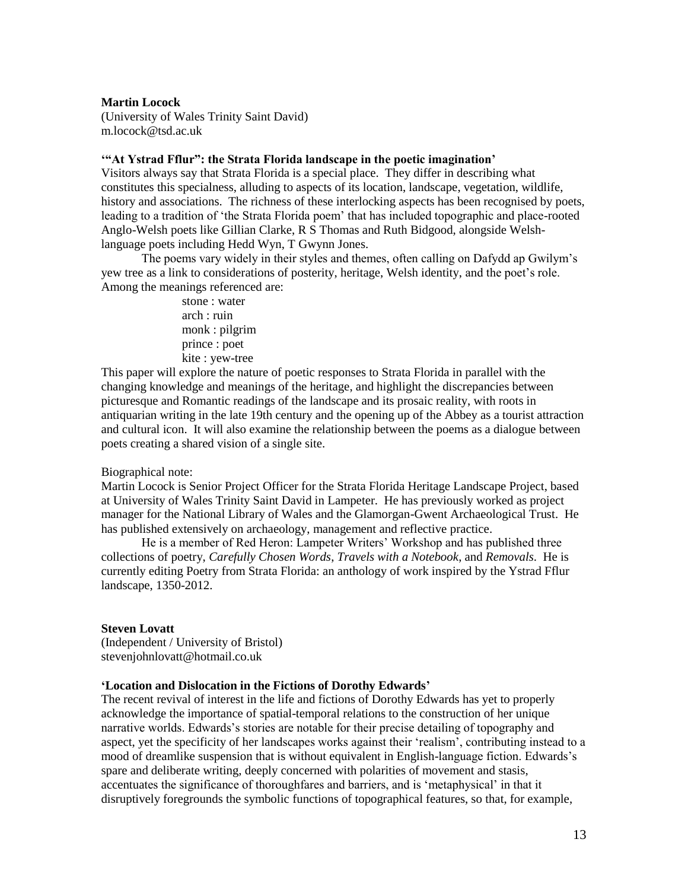**Martin Locock**

(University of Wales Trinity Saint David)
m.locock@tsd.ac.uk

**'"At Ystrad Fflur": the Strata Florida landscape in the poetic imagination'**

Visitors always say that Strata Florida is a special place. They differ in describing what constitutes this specialness, alluding to aspects of its location, landscape, vegetation, wildlife, history and associations. The richness of these interlocking aspects has been recognised by poets, leading to a tradition of 'the Strata Florida poem' that has included topographic and place-rooted Anglo-Welsh poets like Gillian Clarke, R S Thomas and Ruth Bidgood, alongside Welsh-language poets including Hedd Wyn, T Gwynn Jones.

The poems vary widely in their styles and themes, often calling on Dafydd ap Gwilym's yew tree as a link to considerations of posterity, heritage, Welsh identity, and the poet's role. Among the meanings referenced are:

> stone : water
> arch : ruin
> monk : pilgrim
> prince : poet
> kite : yew-tree

This paper will explore the nature of poetic responses to Strata Florida in parallel with the changing knowledge and meanings of the heritage, and highlight the discrepancies between picturesque and Romantic readings of the landscape and its prosaic reality, with roots in antiquarian writing in the late 19th century and the opening up of the Abbey as a tourist attraction and cultural icon. It will also examine the relationship between the poems as a dialogue between poets creating a shared vision of a single site.

Biographical note:
Martin Locock is Senior Project Officer for the Strata Florida Heritage Landscape Project, based at University of Wales Trinity Saint David in Lampeter. He has previously worked as project manager for the National Library of Wales and the Glamorgan-Gwent Archaeological Trust. He has published extensively on archaeology, management and reflective practice.

He is a member of Red Heron: Lampeter Writers' Workshop and has published three collections of poetry, *Carefully Chosen Words*, *Travels with a Notebook*, and *Removals*. He is currently editing Poetry from Strata Florida: an anthology of work inspired by the Ystrad Fflur landscape, 1350-2012.

**Steven Lovatt**

(Independent / University of Bristol)
stevenjohnlovatt@hotmail.co.uk

**'Location and Dislocation in the Fictions of Dorothy Edwards'**

The recent revival of interest in the life and fictions of Dorothy Edwards has yet to properly acknowledge the importance of spatial-temporal relations to the construction of her unique narrative worlds. Edwards's stories are notable for their precise detailing of topography and aspect, yet the specificity of her landscapes works against their 'realism', contributing instead to a mood of dreamlike suspension that is without equivalent in English-language fiction. Edwards's spare and deliberate writing, deeply concerned with polarities of movement and stasis, accentuates the significance of thoroughfares and barriers, and is 'metaphysical' in that it disruptively foregrounds the symbolic functions of topographical features, so that, for example,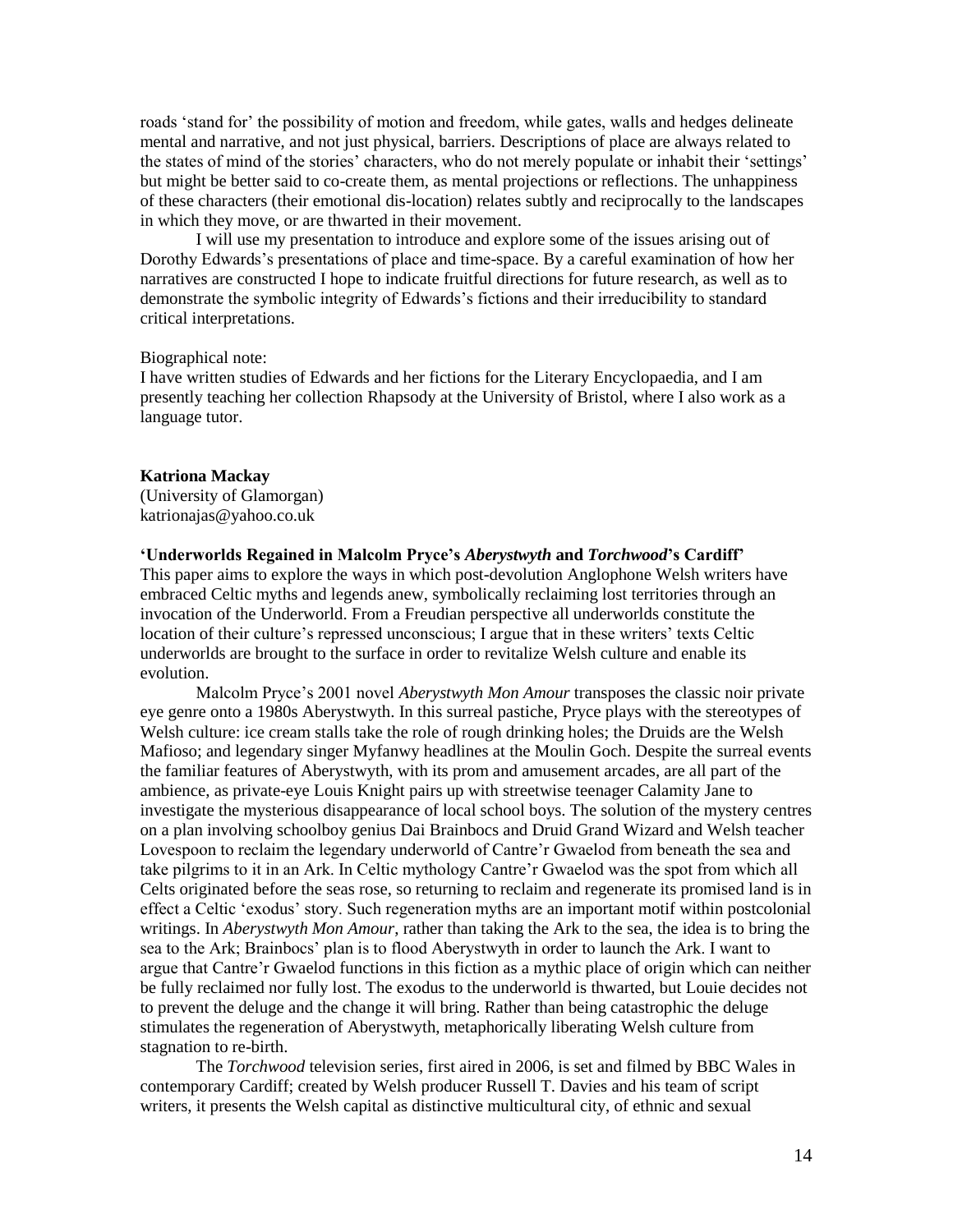roads 'stand for' the possibility of motion and freedom, while gates, walls and hedges delineate mental and narrative, and not just physical, barriers. Descriptions of place are always related to the states of mind of the stories' characters, who do not merely populate or inhabit their 'settings' but might be better said to co-create them, as mental projections or reflections. The unhappiness of these characters (their emotional dis-location) relates subtly and reciprocally to the landscapes in which they move, or are thwarted in their movement.

I will use my presentation to introduce and explore some of the issues arising out of Dorothy Edwards's presentations of place and time-space. By a careful examination of how her narratives are constructed I hope to indicate fruitful directions for future research, as well as to demonstrate the symbolic integrity of Edwards's fictions and their irreducibility to standard critical interpretations.

Biographical note:
I have written studies of Edwards and her fictions for the Literary Encyclopaedia, and I am presently teaching her collection Rhapsody at the University of Bristol, where I also work as a language tutor.

**Katriona Mackay**
(University of Glamorgan)
katrionajas@yahoo.co.uk

**'Underworlds Regained in Malcolm Pryce's *Aberystwyth* and *Torchwood*'s Cardiff'**

This paper aims to explore the ways in which post-devolution Anglophone Welsh writers have embraced Celtic myths and legends anew, symbolically reclaiming lost territories through an invocation of the Underworld. From a Freudian perspective all underworlds constitute the location of their culture's repressed unconscious; I argue that in these writers' texts Celtic underworlds are brought to the surface in order to revitalize Welsh culture and enable its evolution.

Malcolm Pryce's 2001 novel *Aberystwyth Mon Amour* transposes the classic noir private eye genre onto a 1980s Aberystwyth. In this surreal pastiche, Pryce plays with the stereotypes of Welsh culture: ice cream stalls take the role of rough drinking holes; the Druids are the Welsh Mafioso; and legendary singer Myfanwy headlines at the Moulin Goch. Despite the surreal events the familiar features of Aberystwyth, with its prom and amusement arcades, are all part of the ambience, as private-eye Louis Knight pairs up with streetwise teenager Calamity Jane to investigate the mysterious disappearance of local school boys. The solution of the mystery centres on a plan involving schoolboy genius Dai Brainbocs and Druid Grand Wizard and Welsh teacher Lovespoon to reclaim the legendary underworld of Cantre'r Gwaelod from beneath the sea and take pilgrims to it in an Ark. In Celtic mythology Cantre'r Gwaelod was the spot from which all Celts originated before the seas rose, so returning to reclaim and regenerate its promised land is in effect a Celtic 'exodus' story. Such regeneration myths are an important motif within postcolonial writings. In *Aberystwyth Mon Amour*, rather than taking the Ark to the sea, the idea is to bring the sea to the Ark; Brainbocs' plan is to flood Aberystwyth in order to launch the Ark. I want to argue that Cantre'r Gwaelod functions in this fiction as a mythic place of origin which can neither be fully reclaimed nor fully lost. The exodus to the underworld is thwarted, but Louie decides not to prevent the deluge and the change it will bring. Rather than being catastrophic the deluge stimulates the regeneration of Aberystwyth, metaphorically liberating Welsh culture from stagnation to re-birth.

The *Torchwood* television series, first aired in 2006, is set and filmed by BBC Wales in contemporary Cardiff; created by Welsh producer Russell T. Davies and his team of script writers, it presents the Welsh capital as distinctive multicultural city, of ethnic and sexual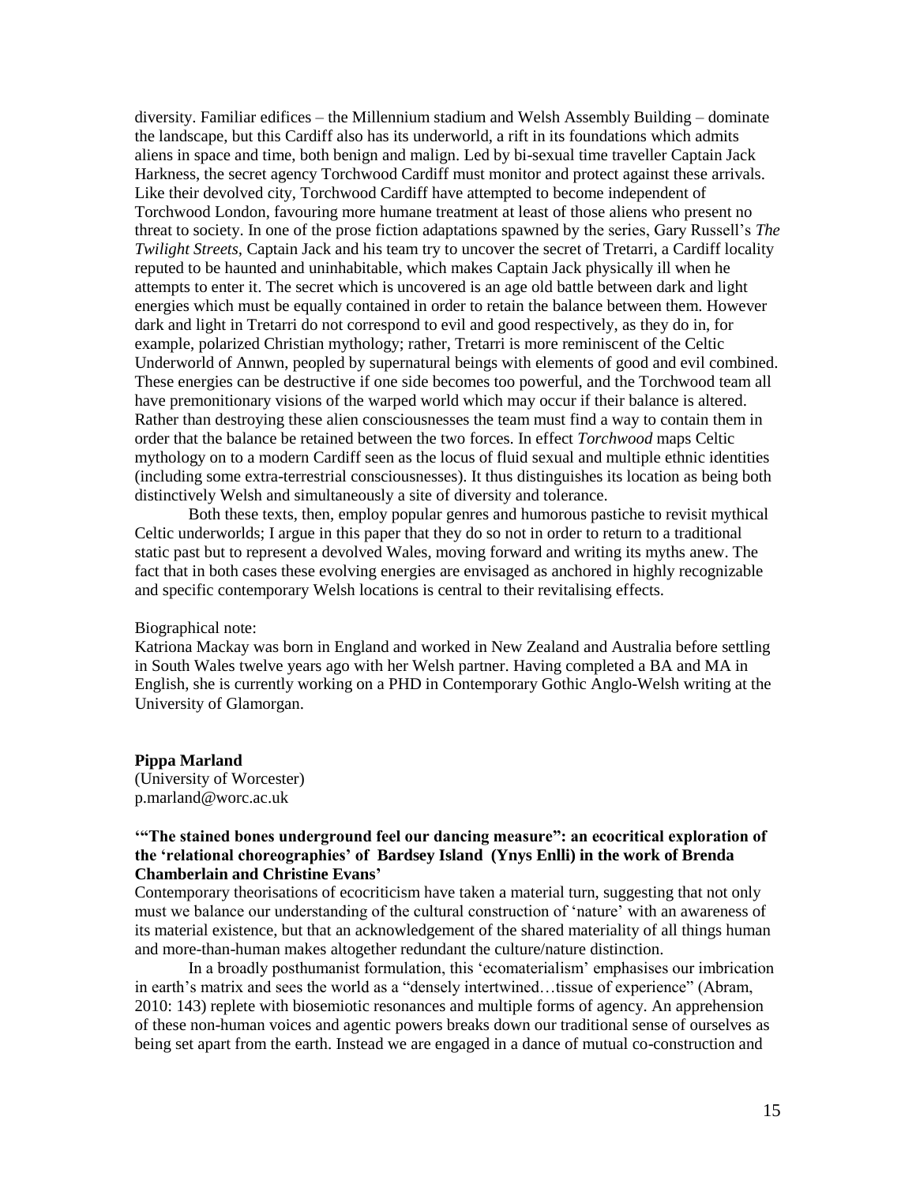diversity. Familiar edifices – the Millennium stadium and Welsh Assembly Building – dominate the landscape, but this Cardiff also has its underworld, a rift in its foundations which admits aliens in space and time, both benign and malign. Led by bi-sexual time traveller Captain Jack Harkness, the secret agency Torchwood Cardiff must monitor and protect against these arrivals. Like their devolved city, Torchwood Cardiff have attempted to become independent of Torchwood London, favouring more humane treatment at least of those aliens who present no threat to society. In one of the prose fiction adaptations spawned by the series, Gary Russell's *The Twilight Streets,* Captain Jack and his team try to uncover the secret of Tretarri, a Cardiff locality reputed to be haunted and uninhabitable, which makes Captain Jack physically ill when he attempts to enter it. The secret which is uncovered is an age old battle between dark and light energies which must be equally contained in order to retain the balance between them. However dark and light in Tretarri do not correspond to evil and good respectively, as they do in, for example, polarized Christian mythology; rather, Tretarri is more reminiscent of the Celtic Underworld of Annwn, peopled by supernatural beings with elements of good and evil combined. These energies can be destructive if one side becomes too powerful, and the Torchwood team all have premonitionary visions of the warped world which may occur if their balance is altered. Rather than destroying these alien consciousnesses the team must find a way to contain them in order that the balance be retained between the two forces. In effect *Torchwood* maps Celtic mythology on to a modern Cardiff seen as the locus of fluid sexual and multiple ethnic identities (including some extra-terrestrial consciousnesses). It thus distinguishes its location as being both distinctively Welsh and simultaneously a site of diversity and tolerance.

Both these texts, then, employ popular genres and humorous pastiche to revisit mythical Celtic underworlds; I argue in this paper that they do so not in order to return to a traditional static past but to represent a devolved Wales, moving forward and writing its myths anew. The fact that in both cases these evolving energies are envisaged as anchored in highly recognizable and specific contemporary Welsh locations is central to their revitalising effects.

Biographical note:

Katriona Mackay was born in England and worked in New Zealand and Australia before settling in South Wales twelve years ago with her Welsh partner. Having completed a BA and MA in English, she is currently working on a PHD in Contemporary Gothic Anglo-Welsh writing at the University of Glamorgan.

**Pippa Marland**

(University of Worcester)
p.marland@worc.ac.uk

**'"The stained bones underground feel our dancing measure": an ecocritical exploration of the 'relational choreographies' of Bardsey Island (Ynys Enlli) in the work of Brenda Chamberlain and Christine Evans'**

Contemporary theorisations of ecocriticism have taken a material turn, suggesting that not only must we balance our understanding of the cultural construction of 'nature' with an awareness of its material existence, but that an acknowledgement of the shared materiality of all things human and more-than-human makes altogether redundant the culture/nature distinction.

In a broadly posthumanist formulation, this 'ecomaterialism' emphasises our imbrication in earth's matrix and sees the world as a "densely intertwined…tissue of experience" (Abram, 2010: 143) replete with biosemiotic resonances and multiple forms of agency. An apprehension of these non-human voices and agentic powers breaks down our traditional sense of ourselves as being set apart from the earth. Instead we are engaged in a dance of mutual co-construction and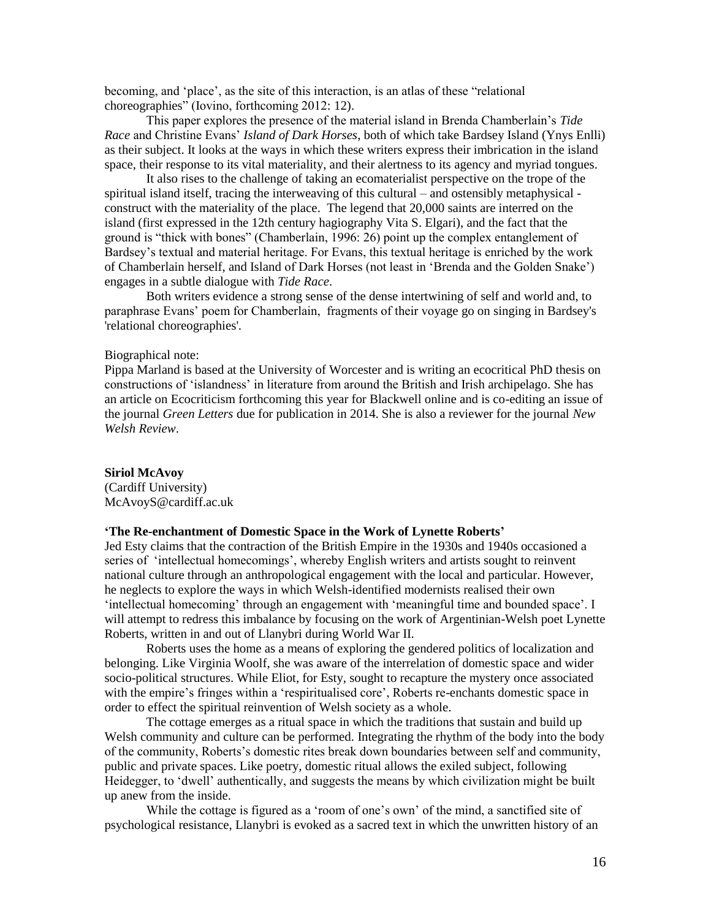becoming, and 'place', as the site of this interaction, is an atlas of these "relational choreographies" (Iovino, forthcoming 2012: 12).

This paper explores the presence of the material island in Brenda Chamberlain's *Tide Race* and Christine Evans' *Island of Dark Horses*, both of which take Bardsey Island (Ynys Enlli) as their subject. It looks at the ways in which these writers express their imbrication in the island space, their response to its vital materiality, and their alertness to its agency and myriad tongues.

It also rises to the challenge of taking an ecomaterialist perspective on the trope of the spiritual island itself, tracing the interweaving of this cultural – and ostensibly metaphysical - construct with the materiality of the place. The legend that 20,000 saints are interred on the island (first expressed in the 12th century hagiography Vita S. Elgari), and the fact that the ground is "thick with bones" (Chamberlain, 1996: 26) point up the complex entanglement of Bardsey's textual and material heritage. For Evans, this textual heritage is enriched by the work of Chamberlain herself, and Island of Dark Horses (not least in 'Brenda and the Golden Snake') engages in a subtle dialogue with *Tide Race*.

Both writers evidence a strong sense of the dense intertwining of self and world and, to paraphrase Evans' poem for Chamberlain, fragments of their voyage go on singing in Bardsey's 'relational choreographies'.

Biographical note:
Pippa Marland is based at the University of Worcester and is writing an ecocritical PhD thesis on constructions of 'islandness' in literature from around the British and Irish archipelago. She has an article on Ecocriticism forthcoming this year for Blackwell online and is co-editing an issue of the journal *Green Letters* due for publication in 2014. She is also a reviewer for the journal *New Welsh Review*.

**Siriol McAvoy**
(Cardiff University)
McAvoyS@cardiff.ac.uk

**'The Re-enchantment of Domestic Space in the Work of Lynette Roberts'**

Jed Esty claims that the contraction of the British Empire in the 1930s and 1940s occasioned a series of 'intellectual homecomings', whereby English writers and artists sought to reinvent national culture through an anthropological engagement with the local and particular. However, he neglects to explore the ways in which Welsh-identified modernists realised their own 'intellectual homecoming' through an engagement with 'meaningful time and bounded space'. I will attempt to redress this imbalance by focusing on the work of Argentinian-Welsh poet Lynette Roberts, written in and out of Llanybri during World War II.

Roberts uses the home as a means of exploring the gendered politics of localization and belonging. Like Virginia Woolf, she was aware of the interrelation of domestic space and wider socio-political structures. While Eliot, for Esty, sought to recapture the mystery once associated with the empire's fringes within a 'respiritualised core', Roberts re-enchants domestic space in order to effect the spiritual reinvention of Welsh society as a whole.

The cottage emerges as a ritual space in which the traditions that sustain and build up Welsh community and culture can be performed. Integrating the rhythm of the body into the body of the community, Roberts's domestic rites break down boundaries between self and community, public and private spaces. Like poetry, domestic ritual allows the exiled subject, following Heidegger, to 'dwell' authentically, and suggests the means by which civilization might be built up anew from the inside.

While the cottage is figured as a 'room of one's own' of the mind, a sanctified site of psychological resistance, Llanybri is evoked as a sacred text in which the unwritten history of an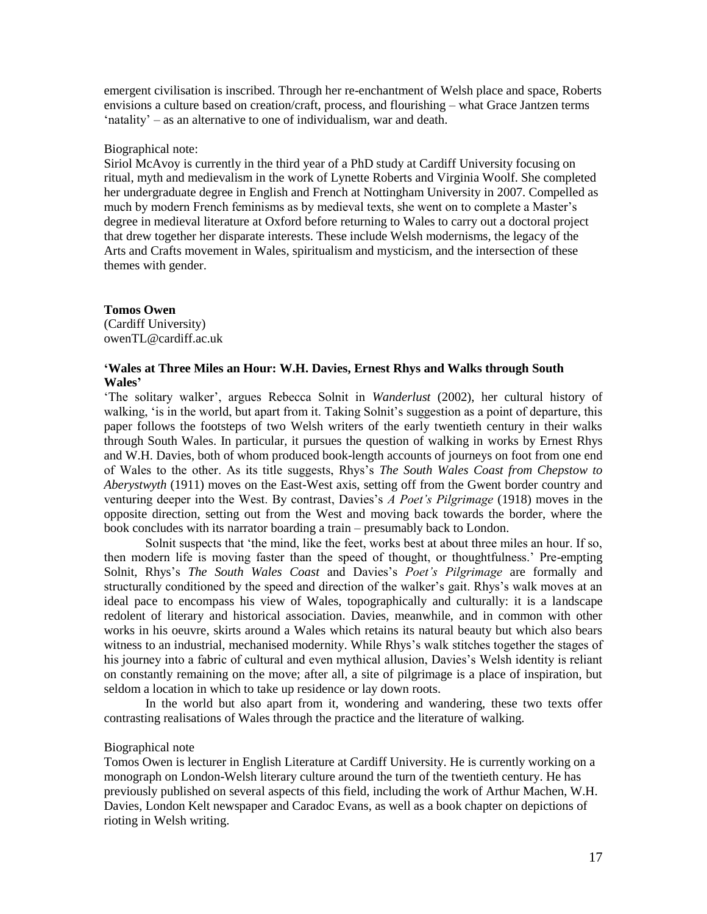emergent civilisation is inscribed. Through her re-enchantment of Welsh place and space, Roberts envisions a culture based on creation/craft, process, and flourishing – what Grace Jantzen terms 'natality' – as an alternative to one of individualism, war and death.

Biographical note:
Siriol McAvoy is currently in the third year of a PhD study at Cardiff University focusing on ritual, myth and medievalism in the work of Lynette Roberts and Virginia Woolf. She completed her undergraduate degree in English and French at Nottingham University in 2007. Compelled as much by modern French feminisms as by medieval texts, she went on to complete a Master's degree in medieval literature at Oxford before returning to Wales to carry out a doctoral project that drew together her disparate interests. These include Welsh modernisms, the legacy of the Arts and Crafts movement in Wales, spiritualism and mysticism, and the intersection of these themes with gender.

**Tomos Owen**
(Cardiff University)
owenTL@cardiff.ac.uk

**'Wales at Three Miles an Hour: W.H. Davies, Ernest Rhys and Walks through South Wales'**

'The solitary walker', argues Rebecca Solnit in *Wanderlust* (2002), her cultural history of walking, 'is in the world, but apart from it. Taking Solnit's suggestion as a point of departure, this paper follows the footsteps of two Welsh writers of the early twentieth century in their walks through South Wales. In particular, it pursues the question of walking in works by Ernest Rhys and W.H. Davies, both of whom produced book-length accounts of journeys on foot from one end of Wales to the other. As its title suggests, Rhys's *The South Wales Coast from Chepstow to Aberystwyth* (1911) moves on the East-West axis, setting off from the Gwent border country and venturing deeper into the West. By contrast, Davies's *A Poet's Pilgrimage* (1918) moves in the opposite direction, setting out from the West and moving back towards the border, where the book concludes with its narrator boarding a train – presumably back to London.

Solnit suspects that 'the mind, like the feet, works best at about three miles an hour. If so, then modern life is moving faster than the speed of thought, or thoughtfulness.' Pre-empting Solnit, Rhys's *The South Wales Coast* and Davies's *Poet's Pilgrimage* are formally and structurally conditioned by the speed and direction of the walker's gait. Rhys's walk moves at an ideal pace to encompass his view of Wales, topographically and culturally: it is a landscape redolent of literary and historical association. Davies, meanwhile, and in common with other works in his oeuvre, skirts around a Wales which retains its natural beauty but which also bears witness to an industrial, mechanised modernity. While Rhys's walk stitches together the stages of his journey into a fabric of cultural and even mythical allusion, Davies's Welsh identity is reliant on constantly remaining on the move; after all, a site of pilgrimage is a place of inspiration, but seldom a location in which to take up residence or lay down roots.

In the world but also apart from it, wondering and wandering, these two texts offer contrasting realisations of Wales through the practice and the literature of walking.

Biographical note
Tomos Owen is lecturer in English Literature at Cardiff University. He is currently working on a monograph on London-Welsh literary culture around the turn of the twentieth century. He has previously published on several aspects of this field, including the work of Arthur Machen, W.H. Davies, London Kelt newspaper and Caradoc Evans, as well as a book chapter on depictions of rioting in Welsh writing.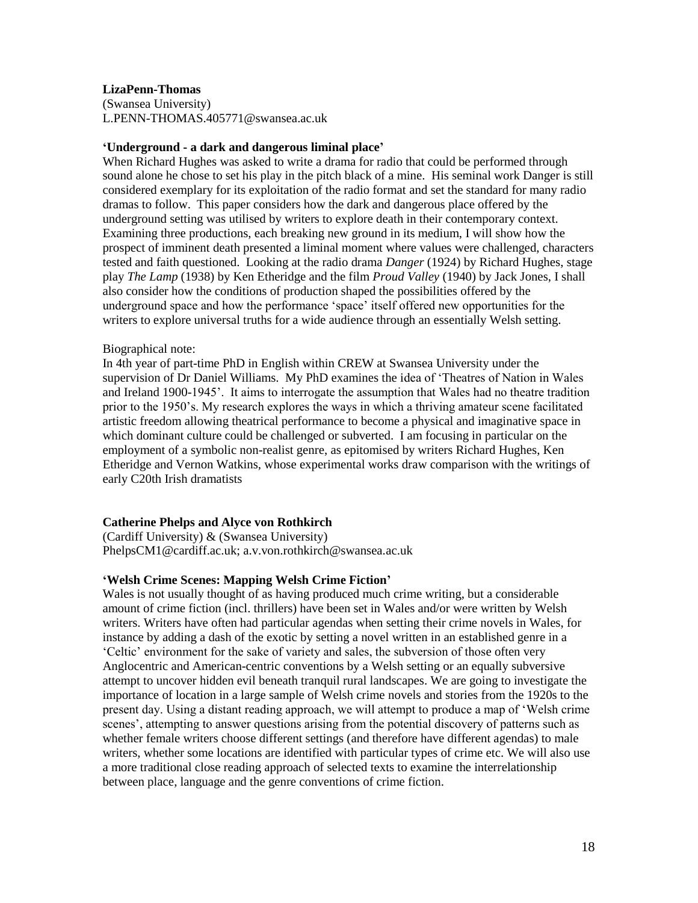**LizaPenn-Thomas**
(Swansea University)
L.PENN-THOMAS.405771@swansea.ac.uk

**'Underground - a dark and dangerous liminal place'**

When Richard Hughes was asked to write a drama for radio that could be performed through sound alone he chose to set his play in the pitch black of a mine. His seminal work Danger is still considered exemplary for its exploitation of the radio format and set the standard for many radio dramas to follow. This paper considers how the dark and dangerous place offered by the underground setting was utilised by writers to explore death in their contemporary context. Examining three productions, each breaking new ground in its medium, I will show how the prospect of imminent death presented a liminal moment where values were challenged, characters tested and faith questioned. Looking at the radio drama *Danger* (1924) by Richard Hughes, stage play *The Lamp* (1938) by Ken Etheridge and the film *Proud Valley* (1940) by Jack Jones, I shall also consider how the conditions of production shaped the possibilities offered by the underground space and how the performance 'space' itself offered new opportunities for the writers to explore universal truths for a wide audience through an essentially Welsh setting.

Biographical note:
In 4th year of part-time PhD in English within CREW at Swansea University under the supervision of Dr Daniel Williams. My PhD examines the idea of 'Theatres of Nation in Wales and Ireland 1900-1945'. It aims to interrogate the assumption that Wales had no theatre tradition prior to the 1950's. My research explores the ways in which a thriving amateur scene facilitated artistic freedom allowing theatrical performance to become a physical and imaginative space in which dominant culture could be challenged or subverted. I am focusing in particular on the employment of a symbolic non-realist genre, as epitomised by writers Richard Hughes, Ken Etheridge and Vernon Watkins, whose experimental works draw comparison with the writings of early C20th Irish dramatists

**Catherine Phelps and Alyce von Rothkirch**
(Cardiff University) & (Swansea University)
PhelpsCM1@cardiff.ac.uk; a.v.von.rothkirch@swansea.ac.uk

**'Welsh Crime Scenes: Mapping Welsh Crime Fiction'**

Wales is not usually thought of as having produced much crime writing, but a considerable amount of crime fiction (incl. thrillers) have been set in Wales and/or were written by Welsh writers. Writers have often had particular agendas when setting their crime novels in Wales, for instance by adding a dash of the exotic by setting a novel written in an established genre in a 'Celtic' environment for the sake of variety and sales, the subversion of those often very Anglocentric and American-centric conventions by a Welsh setting or an equally subversive attempt to uncover hidden evil beneath tranquil rural landscapes. We are going to investigate the importance of location in a large sample of Welsh crime novels and stories from the 1920s to the present day. Using a distant reading approach, we will attempt to produce a map of 'Welsh crime scenes', attempting to answer questions arising from the potential discovery of patterns such as whether female writers choose different settings (and therefore have different agendas) to male writers, whether some locations are identified with particular types of crime etc. We will also use a more traditional close reading approach of selected texts to examine the interrelationship between place, language and the genre conventions of crime fiction.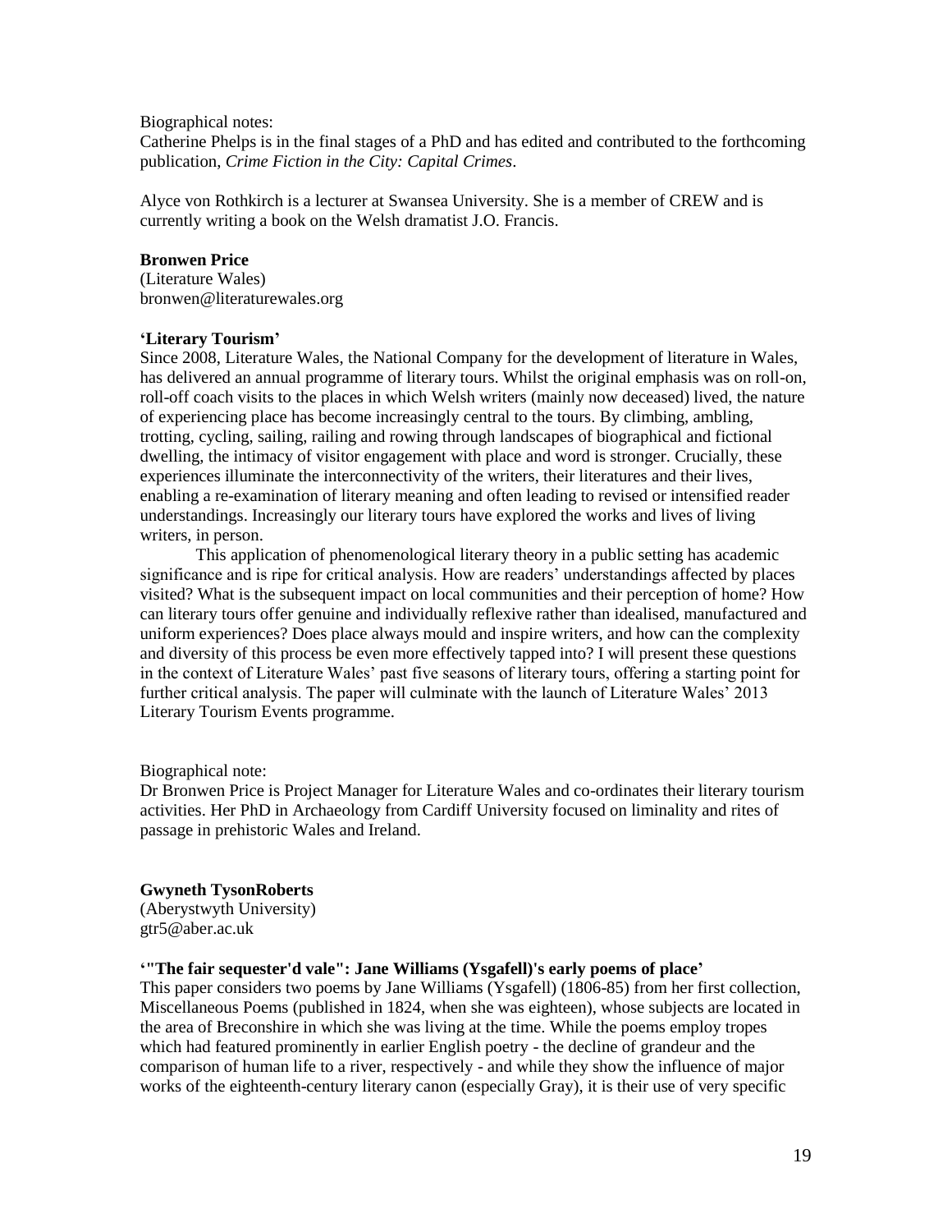Biographical notes:

Catherine Phelps is in the final stages of a PhD and has edited and contributed to the forthcoming publication, *Crime Fiction in the City: Capital Crimes*.

Alyce von Rothkirch is a lecturer at Swansea University. She is a member of CREW and is currently writing a book on the Welsh dramatist J.O. Francis.

**Bronwen Price**
(Literature Wales)
bronwen@literaturewales.org

**'Literary Tourism'**

Since 2008, Literature Wales, the National Company for the development of literature in Wales, has delivered an annual programme of literary tours. Whilst the original emphasis was on roll-on, roll-off coach visits to the places in which Welsh writers (mainly now deceased) lived, the nature of experiencing place has become increasingly central to the tours. By climbing, ambling, trotting, cycling, sailing, railing and rowing through landscapes of biographical and fictional dwelling, the intimacy of visitor engagement with place and word is stronger. Crucially, these experiences illuminate the interconnectivity of the writers, their literatures and their lives, enabling a re-examination of literary meaning and often leading to revised or intensified reader understandings. Increasingly our literary tours have explored the works and lives of living writers, in person.

This application of phenomenological literary theory in a public setting has academic significance and is ripe for critical analysis. How are readers' understandings affected by places visited? What is the subsequent impact on local communities and their perception of home? How can literary tours offer genuine and individually reflexive rather than idealised, manufactured and uniform experiences? Does place always mould and inspire writers, and how can the complexity and diversity of this process be even more effectively tapped into? I will present these questions in the context of Literature Wales' past five seasons of literary tours, offering a starting point for further critical analysis. The paper will culminate with the launch of Literature Wales' 2013 Literary Tourism Events programme.

Biographical note:

Dr Bronwen Price is Project Manager for Literature Wales and co-ordinates their literary tourism activities. Her PhD in Archaeology from Cardiff University focused on liminality and rites of passage in prehistoric Wales and Ireland.

**Gwyneth TysonRoberts**
(Aberystwyth University)
gtr5@aber.ac.uk

**'"The fair sequester'd vale": Jane Williams (Ysgafell)'s early poems of place'**

This paper considers two poems by Jane Williams (Ysgafell) (1806-85) from her first collection, Miscellaneous Poems (published in 1824, when she was eighteen), whose subjects are located in the area of Breconshire in which she was living at the time. While the poems employ tropes which had featured prominently in earlier English poetry - the decline of grandeur and the comparison of human life to a river, respectively - and while they show the influence of major works of the eighteenth-century literary canon (especially Gray), it is their use of very specific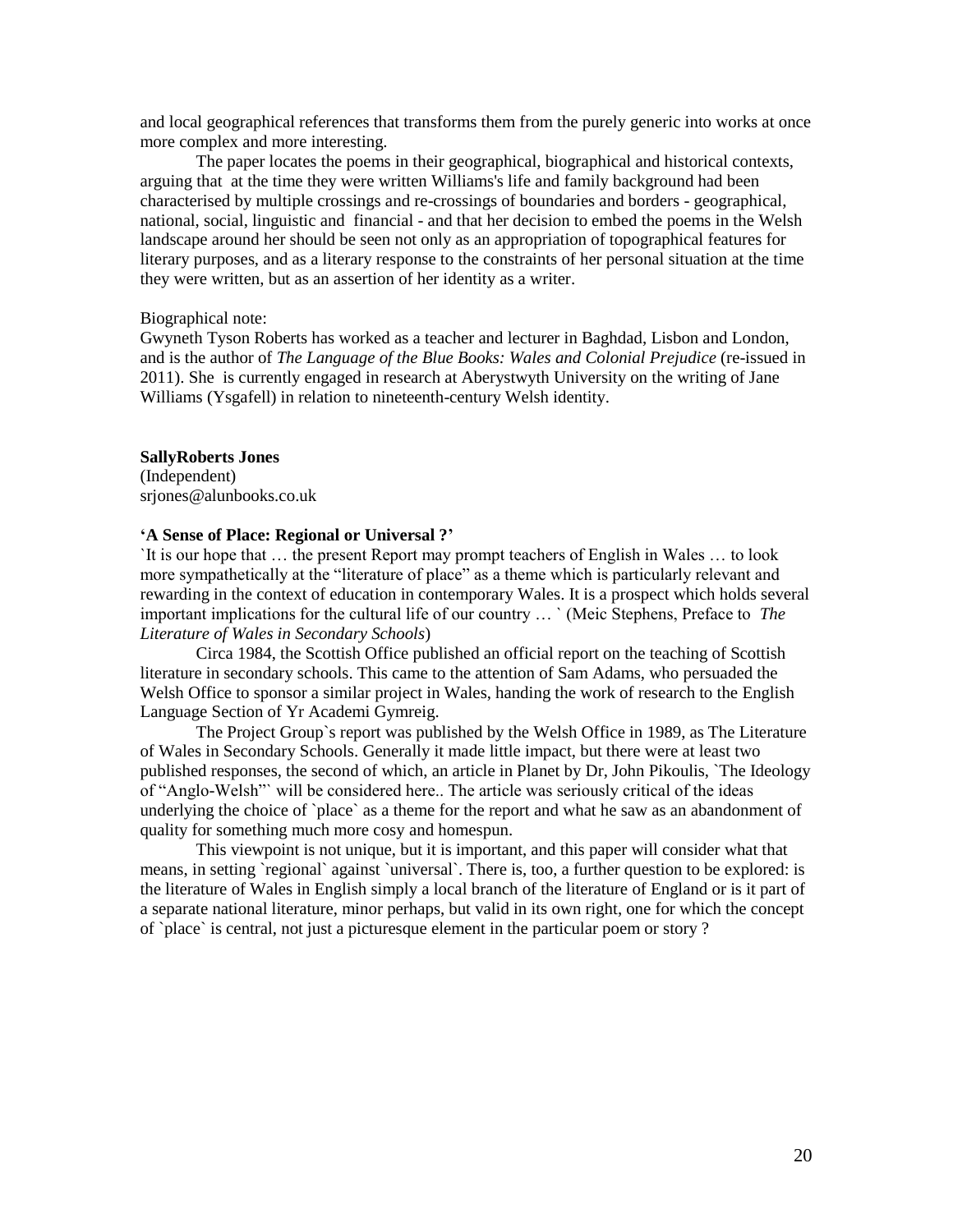and local geographical references that transforms them from the purely generic into works at once more complex and more interesting.

The paper locates the poems in their geographical, biographical and historical contexts, arguing that at the time they were written Williams's life and family background had been characterised by multiple crossings and re-crossings of boundaries and borders - geographical, national, social, linguistic and financial - and that her decision to embed the poems in the Welsh landscape around her should be seen not only as an appropriation of topographical features for literary purposes, and as a literary response to the constraints of her personal situation at the time they were written, but as an assertion of her identity as a writer.

Biographical note:
Gwyneth Tyson Roberts has worked as a teacher and lecturer in Baghdad, Lisbon and London, and is the author of *The Language of the Blue Books: Wales and Colonial Prejudice* (re-issued in 2011). She is currently engaged in research at Aberystwyth University on the writing of Jane Williams (Ysgafell) in relation to nineteenth-century Welsh identity.

**SallyRoberts Jones**
(Independent)
srjones@alunbooks.co.uk

**'A Sense of Place: Regional or Universal ?'**

`It is our hope that … the present Report may prompt teachers of English in Wales … to look more sympathetically at the "literature of place" as a theme which is particularly relevant and rewarding in the context of education in contemporary Wales. It is a prospect which holds several important implications for the cultural life of our country … ` (Meic Stephens, Preface to *The Literature of Wales in Secondary Schools*)

Circa 1984, the Scottish Office published an official report on the teaching of Scottish literature in secondary schools. This came to the attention of Sam Adams, who persuaded the Welsh Office to sponsor a similar project in Wales, handing the work of research to the English Language Section of Yr Academi Gymreig.

The Project Group`s report was published by the Welsh Office in 1989, as The Literature of Wales in Secondary Schools. Generally it made little impact, but there were at least two published responses, the second of which, an article in Planet by Dr, John Pikoulis, `The Ideology of "Anglo-Welsh"` will be considered here.. The article was seriously critical of the ideas underlying the choice of `place` as a theme for the report and what he saw as an abandonment of quality for something much more cosy and homespun.

This viewpoint is not unique, but it is important, and this paper will consider what that means, in setting `regional` against `universal`. There is, too, a further question to be explored: is the literature of Wales in English simply a local branch of the literature of England or is it part of a separate national literature, minor perhaps, but valid in its own right, one for which the concept of `place` is central, not just a picturesque element in the particular poem or story ?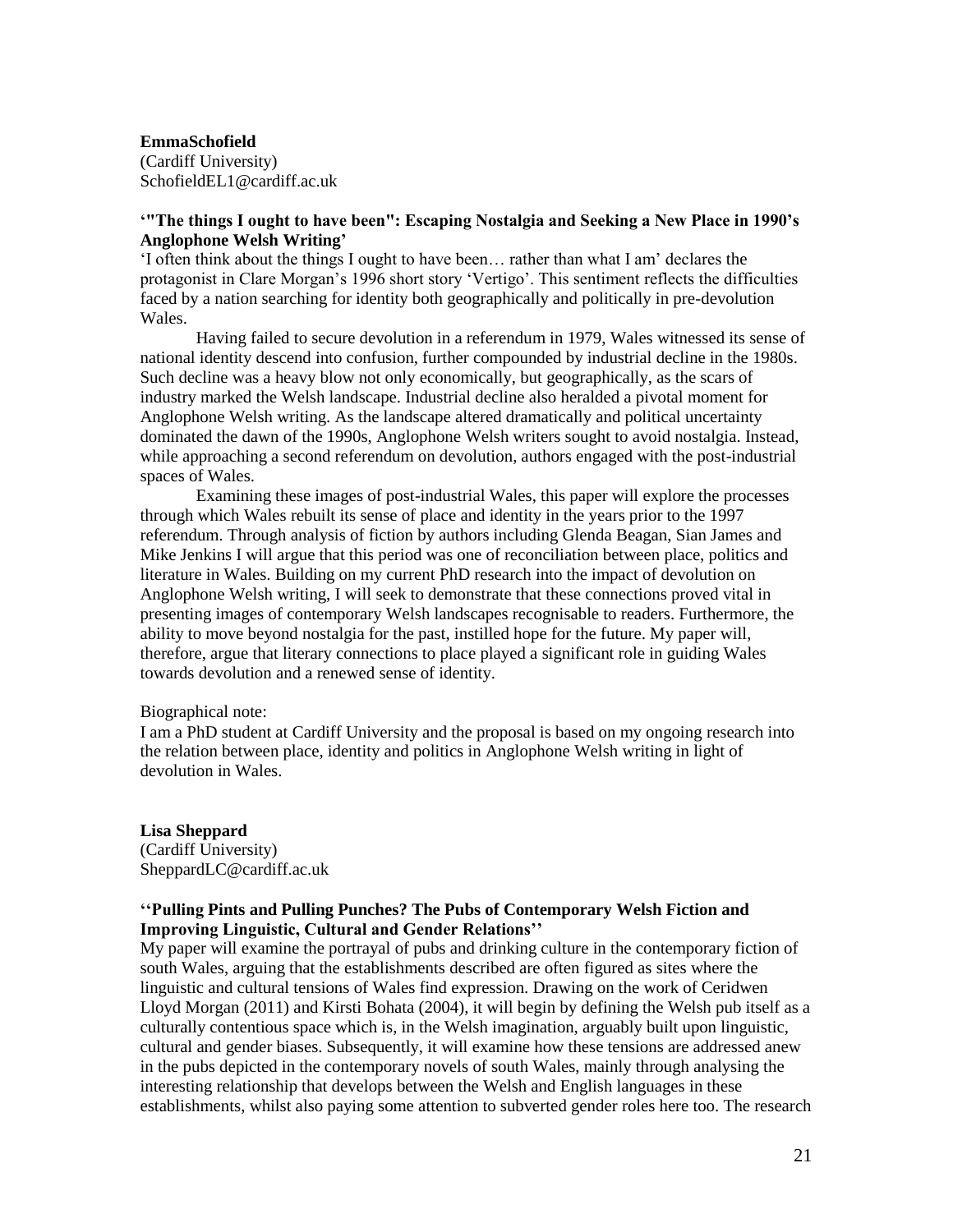**EmmaSchofield**
(Cardiff University)
SchofieldEL1@cardiff.ac.uk

**'"The things I ought to have been": Escaping Nostalgia and Seeking a New Place in 1990's Anglophone Welsh Writing'**

'I often think about the things I ought to have been… rather than what I am' declares the protagonist in Clare Morgan's 1996 short story 'Vertigo'. This sentiment reflects the difficulties faced by a nation searching for identity both geographically and politically in pre-devolution Wales.

Having failed to secure devolution in a referendum in 1979, Wales witnessed its sense of national identity descend into confusion, further compounded by industrial decline in the 1980s. Such decline was a heavy blow not only economically, but geographically, as the scars of industry marked the Welsh landscape. Industrial decline also heralded a pivotal moment for Anglophone Welsh writing. As the landscape altered dramatically and political uncertainty dominated the dawn of the 1990s, Anglophone Welsh writers sought to avoid nostalgia. Instead, while approaching a second referendum on devolution, authors engaged with the post-industrial spaces of Wales.

Examining these images of post-industrial Wales, this paper will explore the processes through which Wales rebuilt its sense of place and identity in the years prior to the 1997 referendum. Through analysis of fiction by authors including Glenda Beagan, Sian James and Mike Jenkins I will argue that this period was one of reconciliation between place, politics and literature in Wales. Building on my current PhD research into the impact of devolution on Anglophone Welsh writing, I will seek to demonstrate that these connections proved vital in presenting images of contemporary Welsh landscapes recognisable to readers. Furthermore, the ability to move beyond nostalgia for the past, instilled hope for the future. My paper will, therefore, argue that literary connections to place played a significant role in guiding Wales towards devolution and a renewed sense of identity.

Biographical note:
I am a PhD student at Cardiff University and the proposal is based on my ongoing research into the relation between place, identity and politics in Anglophone Welsh writing in light of devolution in Wales.

**Lisa Sheppard**
(Cardiff University)
SheppardLC@cardiff.ac.uk

**''Pulling Pints and Pulling Punches? The Pubs of Contemporary Welsh Fiction and Improving Linguistic, Cultural and Gender Relations''**

My paper will examine the portrayal of pubs and drinking culture in the contemporary fiction of south Wales, arguing that the establishments described are often figured as sites where the linguistic and cultural tensions of Wales find expression. Drawing on the work of Ceridwen Lloyd Morgan (2011) and Kirsti Bohata (2004), it will begin by defining the Welsh pub itself as a culturally contentious space which is, in the Welsh imagination, arguably built upon linguistic, cultural and gender biases. Subsequently, it will examine how these tensions are addressed anew in the pubs depicted in the contemporary novels of south Wales, mainly through analysing the interesting relationship that develops between the Welsh and English languages in these establishments, whilst also paying some attention to subverted gender roles here too. The research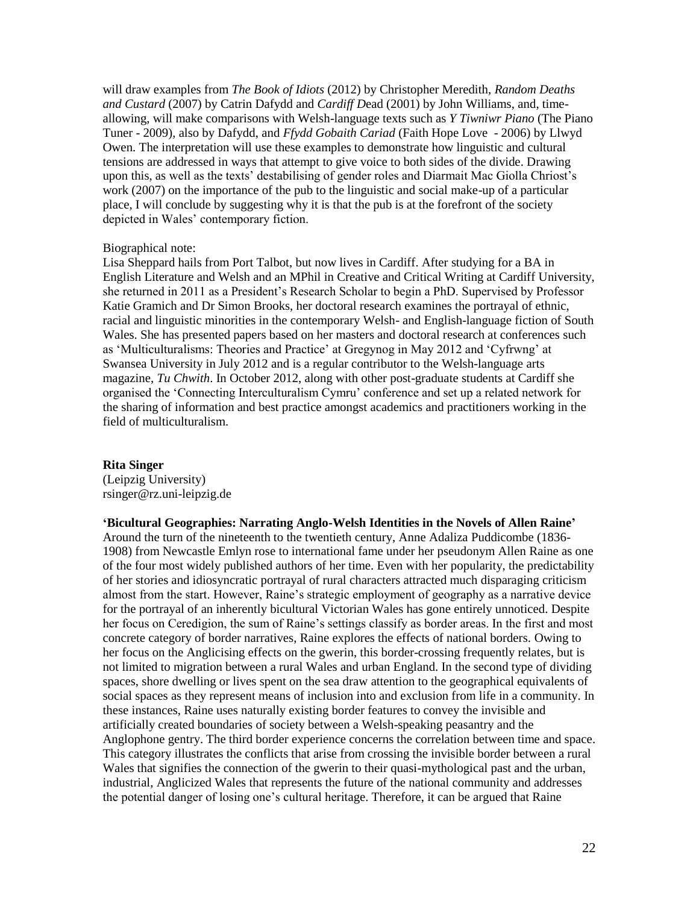will draw examples from *The Book of Idiots* (2012) by Christopher Meredith, *Random Deaths and Custard* (2007) by Catrin Dafydd and *Cardiff D*ead (2001) by John Williams, and, time-allowing, will make comparisons with Welsh-language texts such as *Y Tiwniwr Piano* (The Piano Tuner - 2009), also by Dafydd, and *Ffydd Gobaith Cariad* (Faith Hope Love - 2006) by Llwyd Owen. The interpretation will use these examples to demonstrate how linguistic and cultural tensions are addressed in ways that attempt to give voice to both sides of the divide. Drawing upon this, as well as the texts' destabilising of gender roles and Diarmait Mac Giolla Chriost's work (2007) on the importance of the pub to the linguistic and social make-up of a particular place, I will conclude by suggesting why it is that the pub is at the forefront of the society depicted in Wales' contemporary fiction.

Biographical note:
Lisa Sheppard hails from Port Talbot, but now lives in Cardiff. After studying for a BA in English Literature and Welsh and an MPhil in Creative and Critical Writing at Cardiff University, she returned in 2011 as a President's Research Scholar to begin a PhD. Supervised by Professor Katie Gramich and Dr Simon Brooks, her doctoral research examines the portrayal of ethnic, racial and linguistic minorities in the contemporary Welsh- and English-language fiction of South Wales. She has presented papers based on her masters and doctoral research at conferences such as 'Multiculturalisms: Theories and Practice' at Gregynog in May 2012 and 'Cyfrwng' at Swansea University in July 2012 and is a regular contributor to the Welsh-language arts magazine, *Tu Chwith*. In October 2012, along with other post-graduate students at Cardiff she organised the 'Connecting Interculturalism Cymru' conference and set up a related network for the sharing of information and best practice amongst academics and practitioners working in the field of multiculturalism.

**Rita Singer**
(Leipzig University)
rsinger@rz.uni-leipzig.de

**'Bicultural Geographies: Narrating Anglo-Welsh Identities in the Novels of Allen Raine'**
Around the turn of the nineteenth to the twentieth century, Anne Adaliza Puddicombe (1836-1908) from Newcastle Emlyn rose to international fame under her pseudonym Allen Raine as one of the four most widely published authors of her time. Even with her popularity, the predictability of her stories and idiosyncratic portrayal of rural characters attracted much disparaging criticism almost from the start. However, Raine's strategic employment of geography as a narrative device for the portrayal of an inherently bicultural Victorian Wales has gone entirely unnoticed. Despite her focus on Ceredigion, the sum of Raine's settings classify as border areas. In the first and most concrete category of border narratives, Raine explores the effects of national borders. Owing to her focus on the Anglicising effects on the gwerin, this border-crossing frequently relates, but is not limited to migration between a rural Wales and urban England. In the second type of dividing spaces, shore dwelling or lives spent on the sea draw attention to the geographical equivalents of social spaces as they represent means of inclusion into and exclusion from life in a community. In these instances, Raine uses naturally existing border features to convey the invisible and artificially created boundaries of society between a Welsh-speaking peasantry and the Anglophone gentry. The third border experience concerns the correlation between time and space. This category illustrates the conflicts that arise from crossing the invisible border between a rural Wales that signifies the connection of the gwerin to their quasi-mythological past and the urban, industrial, Anglicized Wales that represents the future of the national community and addresses the potential danger of losing one's cultural heritage. Therefore, it can be argued that Raine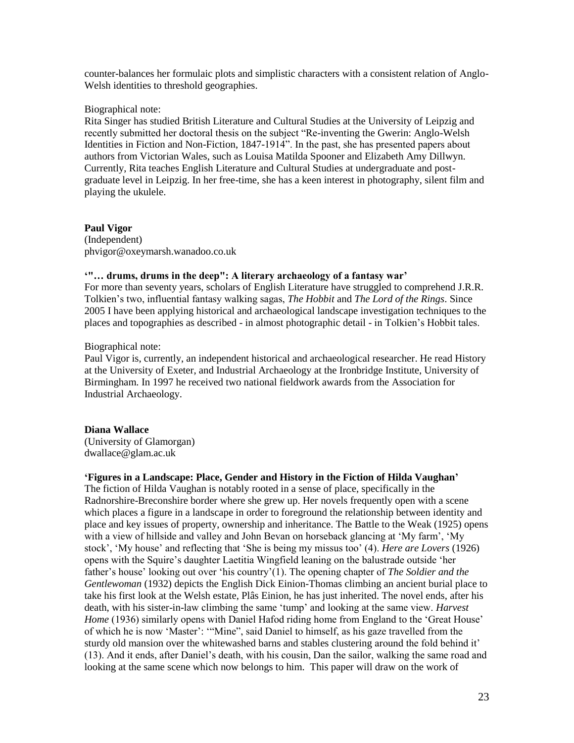counter-balances her formulaic plots and simplistic characters with a consistent relation of Anglo-Welsh identities to threshold geographies.

Biographical note:
Rita Singer has studied British Literature and Cultural Studies at the University of Leipzig and recently submitted her doctoral thesis on the subject "Re-inventing the Gwerin: Anglo-Welsh Identities in Fiction and Non-Fiction, 1847-1914". In the past, she has presented papers about authors from Victorian Wales, such as Louisa Matilda Spooner and Elizabeth Amy Dillwyn. Currently, Rita teaches English Literature and Cultural Studies at undergraduate and post-graduate level in Leipzig. In her free-time, she has a keen interest in photography, silent film and playing the ukulele.

**Paul Vigor**
(Independent)
phvigor@oxeymarsh.wanadoo.co.uk

**'"… drums, drums in the deep": A literary archaeology of a fantasy war'**
For more than seventy years, scholars of English Literature have struggled to comprehend J.R.R. Tolkien's two, influential fantasy walking sagas, *The Hobbit* and *The Lord of the Rings*. Since 2005 I have been applying historical and archaeological landscape investigation techniques to the places and topographies as described - in almost photographic detail - in Tolkien's Hobbit tales.

Biographical note:
Paul Vigor is, currently, an independent historical and archaeological researcher. He read History at the University of Exeter, and Industrial Archaeology at the Ironbridge Institute, University of Birmingham. In 1997 he received two national fieldwork awards from the Association for Industrial Archaeology.

**Diana Wallace**
(University of Glamorgan)
dwallace@glam.ac.uk

**'Figures in a Landscape: Place, Gender and History in the Fiction of Hilda Vaughan'**
The fiction of Hilda Vaughan is notably rooted in a sense of place, specifically in the Radnorshire-Breconshire border where she grew up. Her novels frequently open with a scene which places a figure in a landscape in order to foreground the relationship between identity and place and key issues of property, ownership and inheritance. The Battle to the Weak (1925) opens with a view of hillside and valley and John Bevan on horseback glancing at 'My farm', 'My stock', 'My house' and reflecting that 'She is being my missus too' (4). *Here are Lovers* (1926) opens with the Squire's daughter Laetitia Wingfield leaning on the balustrade outside 'her father's house' looking out over 'his country'(1). The opening chapter of *The Soldier and the Gentlewoman* (1932) depicts the English Dick Einion-Thomas climbing an ancient burial place to take his first look at the Welsh estate, Plâs Einion, he has just inherited. The novel ends, after his death, with his sister-in-law climbing the same 'tump' and looking at the same view. *Harvest Home* (1936) similarly opens with Daniel Hafod riding home from England to the 'Great House' of which he is now 'Master': '"Mine", said Daniel to himself, as his gaze travelled from the sturdy old mansion over the whitewashed barns and stables clustering around the fold behind it' (13). And it ends, after Daniel's death, with his cousin, Dan the sailor, walking the same road and looking at the same scene which now belongs to him. This paper will draw on the work of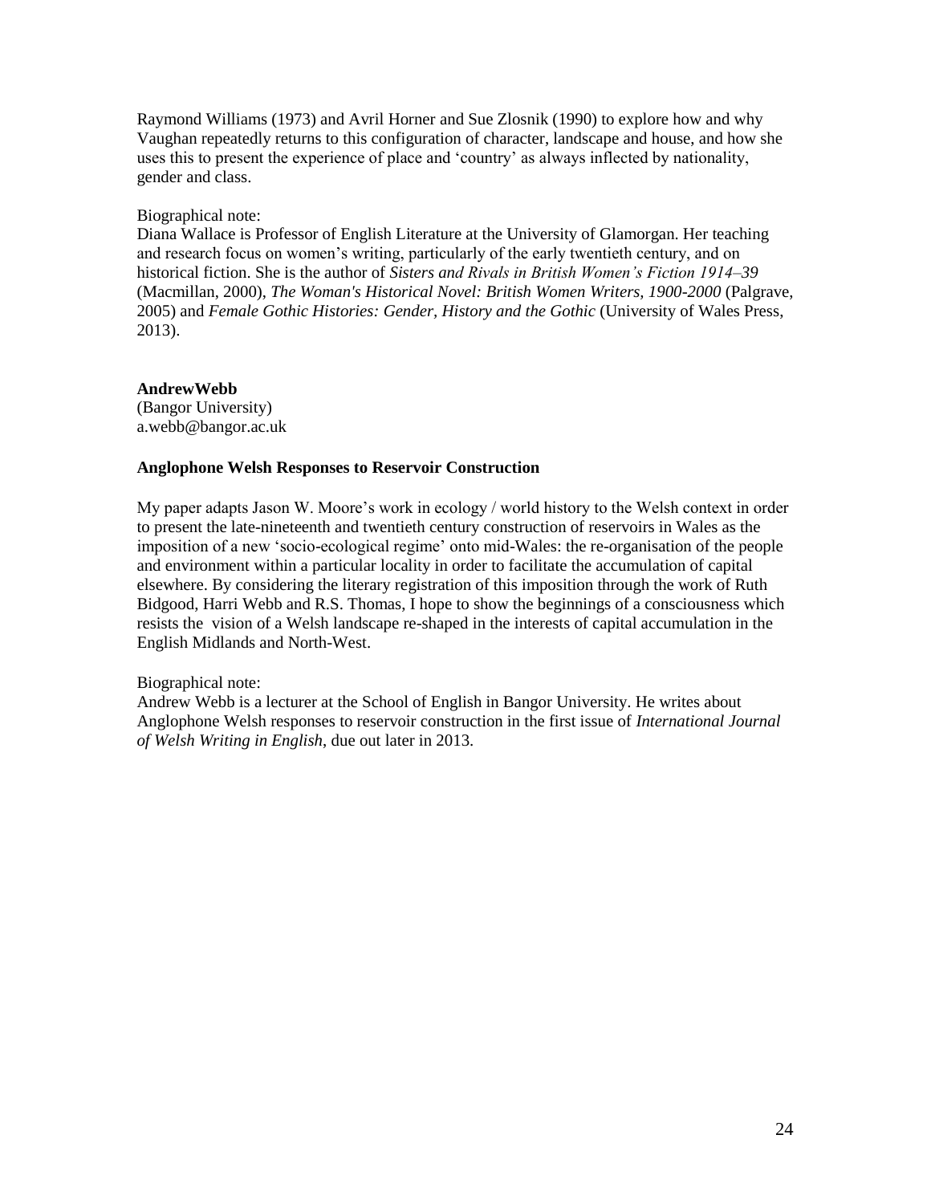Raymond Williams (1973) and Avril Horner and Sue Zlosnik (1990) to explore how and why Vaughan repeatedly returns to this configuration of character, landscape and house, and how she uses this to present the experience of place and 'country' as always inflected by nationality, gender and class.

Biographical note:
Diana Wallace is Professor of English Literature at the University of Glamorgan. Her teaching and research focus on women's writing, particularly of the early twentieth century, and on historical fiction. She is the author of *Sisters and Rivals in British Women's Fiction 1914–39* (Macmillan, 2000), *The Woman's Historical Novel: British Women Writers, 1900-2000* (Palgrave, 2005) and *Female Gothic Histories: Gender, History and the Gothic* (University of Wales Press, 2013).

**AndrewWebb**
(Bangor University)
a.webb@bangor.ac.uk

**Anglophone Welsh Responses to Reservoir Construction**

My paper adapts Jason W. Moore's work in ecology / world history to the Welsh context in order to present the late-nineteenth and twentieth century construction of reservoirs in Wales as the imposition of a new 'socio-ecological regime' onto mid-Wales: the re-organisation of the people and environment within a particular locality in order to facilitate the accumulation of capital elsewhere. By considering the literary registration of this imposition through the work of Ruth Bidgood, Harri Webb and R.S. Thomas, I hope to show the beginnings of a consciousness which resists the vision of a Welsh landscape re-shaped in the interests of capital accumulation in the English Midlands and North-West.

Biographical note:
Andrew Webb is a lecturer at the School of English in Bangor University. He writes about Anglophone Welsh responses to reservoir construction in the first issue of *International Journal of Welsh Writing in English*, due out later in 2013.